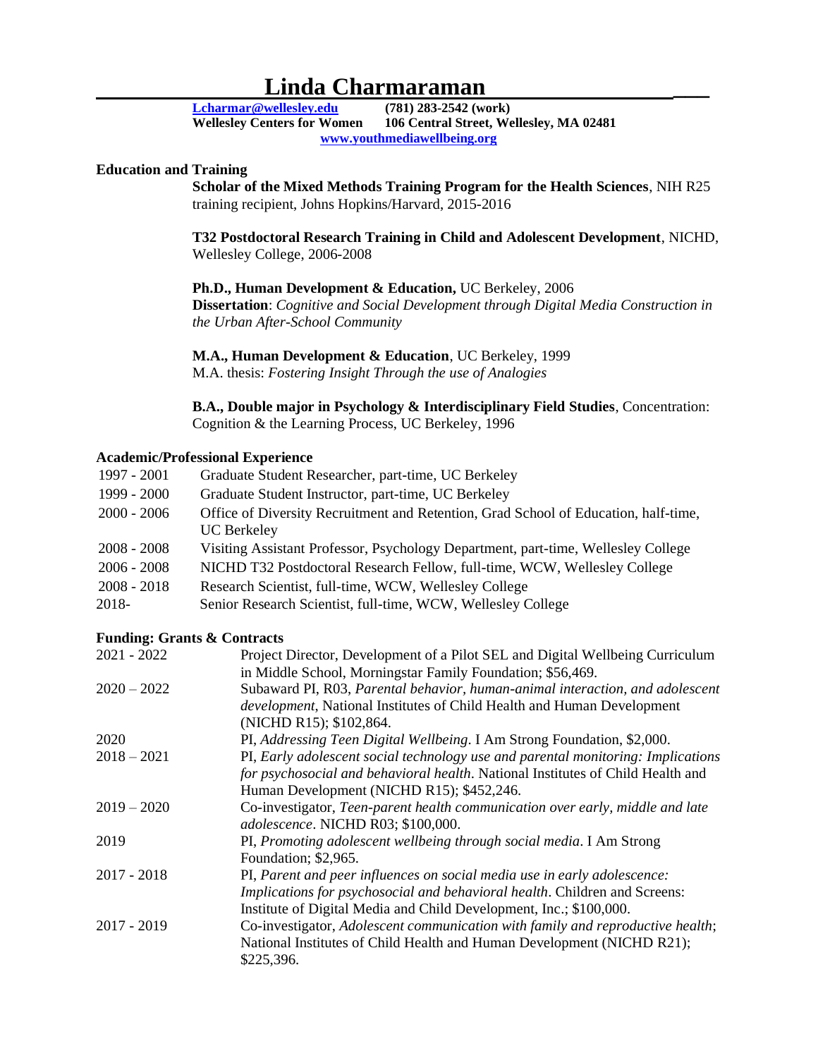# Linda Charmaraman

**[Lcharmar@wellesley.edu](mailto:Lcharmar@wellesley.edu)** **(781) 283-2542 (work)**
**Wellesley Centers for Women** **106 Central Street, Wellesley, MA 02481**
**[www.youthmediawellbeing.org](http://www.youthmediawellbeing.org)**

## Education and Training

**Scholar of the Mixed Methods Training Program for the Health Sciences**, NIH R25 training recipient, Johns Hopkins/Harvard, 2015-2016

**T32 Postdoctoral Research Training in Child and Adolescent Development**, NICHD, Wellesley College, 2006-2008

**Ph.D., Human Development & Education,** UC Berkeley, 2006
**Dissertation**: *Cognitive and Social Development through Digital Media Construction in the Urban After-School Community*

**M.A., Human Development & Education**, UC Berkeley, 1999
M.A. thesis: *Fostering Insight Through the use of Analogies*

**B.A., Double major in Psychology & Interdisciplinary Field Studies**, Concentration: Cognition & the Learning Process, UC Berkeley, 1996

## Academic/Professional Experience

| | |
|---|---|
| 1997 - 2001 | Graduate Student Researcher, part-time, UC Berkeley |
| 1999 - 2000 | Graduate Student Instructor, part-time, UC Berkeley |
| 2000 - 2006 | Office of Diversity Recruitment and Retention, Grad School of Education, half-time, UC Berkeley |
| 2008 - 2008 | Visiting Assistant Professor, Psychology Department, part-time, Wellesley College |
| 2006 - 2008 | NICHD T32 Postdoctoral Research Fellow, full-time, WCW, Wellesley College |
| 2008 - 2018 | Research Scientist, full-time, WCW, Wellesley College |
| 2018- | Senior Research Scientist, full-time, WCW, Wellesley College |

## Funding: Grants & Contracts

| | |
|---|---|
| 2021 - 2022 | Project Director, Development of a Pilot SEL and Digital Wellbeing Curriculum in Middle School, Morningstar Family Foundation; $56,469. |
| 2020 – 2022 | Subaward PI, R03, *Parental behavior, human-animal interaction, and adolescent development*, National Institutes of Child Health and Human Development (NICHD R15); $102,864. |
| 2020 | PI, *Addressing Teen Digital Wellbeing*. I Am Strong Foundation, $2,000. |
| 2018 – 2021 | PI, *Early adolescent social technology use and parental monitoring: Implications for psychosocial and behavioral health*. National Institutes of Child Health and Human Development (NICHD R15); $452,246. |
| 2019 – 2020 | Co-investigator, *Teen-parent health communication over early, middle and late adolescence*. NICHD R03; $100,000. |
| 2019 | PI, *Promoting adolescent wellbeing through social media*. I Am Strong Foundation; $2,965. |
| 2017 - 2018 | PI, *Parent and peer influences on social media use in early adolescence: Implications for psychosocial and behavioral health*. Children and Screens: Institute of Digital Media and Child Development, Inc.; $100,000. |
| 2017 - 2019 | Co-investigator, *Adolescent communication with family and reproductive health*; National Institutes of Child Health and Human Development (NICHD R21); $225,396. |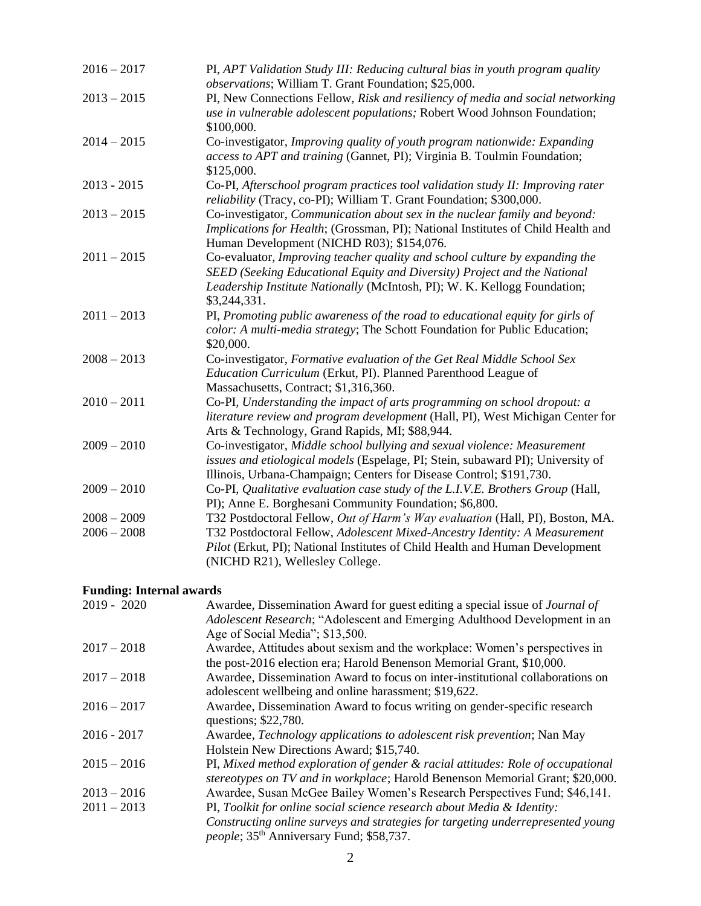2016 – 2017 PI, *APT Validation Study III: Reducing cultural bias in youth program quality observations*; William T. Grant Foundation; $25,000.

2013 – 2015 PI, New Connections Fellow, *Risk and resiliency of media and social networking use in vulnerable adolescent populations;* Robert Wood Johnson Foundation; $100,000.

2014 – 2015 Co-investigator, *Improving quality of youth program nationwide: Expanding access to APT and training* (Gannet, PI); Virginia B. Toulmin Foundation; $125,000.

2013 - 2015 Co-PI, *Afterschool program practices tool validation study II: Improving rater reliability* (Tracy, co-PI); William T. Grant Foundation; $300,000.

2013 – 2015 Co-investigator, *Communication about sex in the nuclear family and beyond: Implications for Health*; (Grossman, PI); National Institutes of Child Health and Human Development (NICHD R03); $154,076.

2011 – 2015 Co-evaluator, *Improving teacher quality and school culture by expanding the SEED (Seeking Educational Equity and Diversity) Project and the National Leadership Institute Nationally* (McIntosh, PI); W. K. Kellogg Foundation; $3,244,331.

2011 – 2013 PI, *Promoting public awareness of the road to educational equity for girls of color: A multi-media strategy*; The Schott Foundation for Public Education; $20,000.

2008 – 2013 Co-investigator, *Formative evaluation of the Get Real Middle School Sex Education Curriculum* (Erkut, PI). Planned Parenthood League of Massachusetts, Contract; $1,316,360.

2010 – 2011 Co-PI, *Understanding the impact of arts programming on school dropout: a literature review and program development* (Hall, PI), West Michigan Center for Arts & Technology, Grand Rapids, MI; $88,944.

2009 – 2010 Co-investigator, *Middle school bullying and sexual violence: Measurement issues and etiological models* (Espelage, PI; Stein, subaward PI); University of Illinois, Urbana-Champaign; Centers for Disease Control; $191,730.

2009 – 2010 Co-PI, *Qualitative evaluation case study of the L.I.V.E. Brothers Group* (Hall, PI); Anne E. Borghesani Community Foundation; $6,800.

2008 – 2009 T32 Postdoctoral Fellow, *Out of Harm's Way evaluation* (Hall, PI), Boston, MA.

2006 – 2008 T32 Postdoctoral Fellow, *Adolescent Mixed-Ancestry Identity: A Measurement Pilot* (Erkut, PI); National Institutes of Child Health and Human Development (NICHD R21), Wellesley College.

**Funding: Internal awards**

2019 - 2020 Awardee, Dissemination Award for guest editing a special issue of *Journal of Adolescent Research*; "Adolescent and Emerging Adulthood Development in an Age of Social Media"; $13,500.

2017 – 2018 Awardee, Attitudes about sexism and the workplace: Women's perspectives in the post-2016 election era; Harold Benenson Memorial Grant, $10,000.

2017 – 2018 Awardee, Dissemination Award to focus on inter-institutional collaborations on adolescent wellbeing and online harassment; $19,622.

2016 – 2017 Awardee, Dissemination Award to focus writing on gender-specific research questions; $22,780.

2016 - 2017 Awardee, *Technology applications to adolescent risk prevention*; Nan May Holstein New Directions Award; $15,740.

2015 – 2016 PI, *Mixed method exploration of gender & racial attitudes: Role of occupational stereotypes on TV and in workplace*; Harold Benenson Memorial Grant; $20,000.

2013 – 2016 Awardee, Susan McGee Bailey Women's Research Perspectives Fund; $46,141.

2011 – 2013 PI, *Toolkit for online social science research about Media & Identity: Constructing online surveys and strategies for targeting underrepresented young people*; 35th Anniversary Fund; $58,737.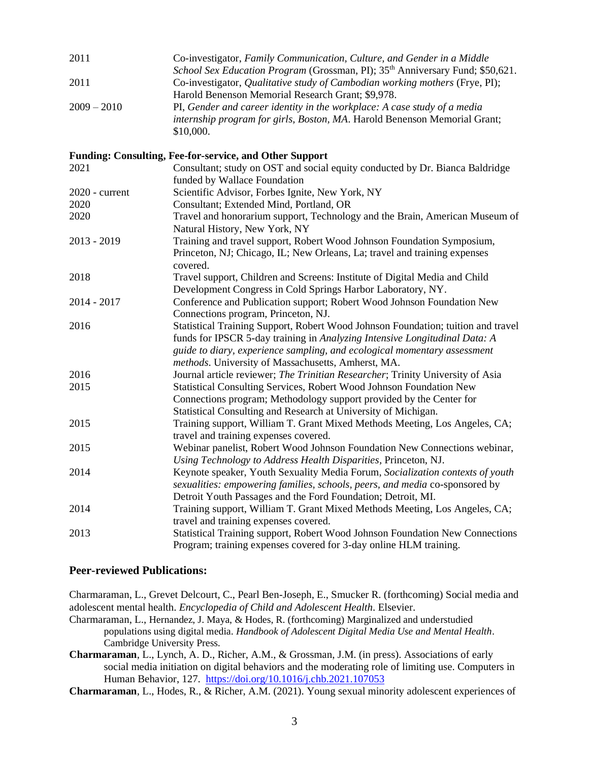| | |
|---|---|
| 2011 | Co-investigator, *Family Communication, Culture, and Gender in a Middle School Sex Education Program* (Grossman, PI); 35th Anniversary Fund; $50,621. |
| 2011 | Co-investigator, *Qualitative study of Cambodian working mothers* (Frye, PI); Harold Benenson Memorial Research Grant; $9,978. |
| 2009 – 2010 | PI, *Gender and career identity in the workplace: A case study of a media internship program for girls, Boston, MA*. Harold Benenson Memorial Grant; $10,000. |

**Funding: Consulting, Fee-for-service, and Other Support**

| | |
|---|---|
| 2021 | Consultant; study on OST and social equity conducted by Dr. Bianca Baldridge funded by Wallace Foundation |
| 2020 - current | Scientific Advisor, Forbes Ignite, New York, NY |
| 2020 | Consultant; Extended Mind, Portland, OR |
| 2020 | Travel and honorarium support, Technology and the Brain, American Museum of Natural History, New York, NY |
| 2013 - 2019 | Training and travel support, Robert Wood Johnson Foundation Symposium, Princeton, NJ; Chicago, IL; New Orleans, La; travel and training expenses covered. |
| 2018 | Travel support, Children and Screens: Institute of Digital Media and Child Development Congress in Cold Springs Harbor Laboratory, NY. |
| 2014 - 2017 | Conference and Publication support; Robert Wood Johnson Foundation New Connections program, Princeton, NJ. |
| 2016 | Statistical Training Support, Robert Wood Johnson Foundation; tuition and travel funds for IPSCR 5-day training in *Analyzing Intensive Longitudinal Data: A guide to diary, experience sampling, and ecological momentary assessment methods*. University of Massachusetts, Amherst, MA. |
| 2016 | Journal article reviewer; *The Trinitian Researcher*; Trinity University of Asia |
| 2015 | Statistical Consulting Services, Robert Wood Johnson Foundation New Connections program; Methodology support provided by the Center for Statistical Consulting and Research at University of Michigan. |
| 2015 | Training support, William T. Grant Mixed Methods Meeting, Los Angeles, CA; travel and training expenses covered. |
| 2015 | Webinar panelist, Robert Wood Johnson Foundation New Connections webinar, *Using Technology to Address Health Disparities*, Princeton, NJ. |
| 2014 | Keynote speaker, Youth Sexuality Media Forum, *Socialization contexts of youth sexualities: empowering families, schools, peers, and media* co-sponsored by Detroit Youth Passages and the Ford Foundation; Detroit, MI. |
| 2014 | Training support, William T. Grant Mixed Methods Meeting, Los Angeles, CA; travel and training expenses covered. |
| 2013 | Statistical Training support, Robert Wood Johnson Foundation New Connections Program; training expenses covered for 3-day online HLM training. |

## Peer-reviewed Publications:

Charmaraman, L., Grevet Delcourt, C., Pearl Ben-Joseph, E., Smucker R. (forthcoming) Social media and adolescent mental health. *Encyclopedia of Child and Adolescent Health*. Elsevier.

Charmaraman, L., Hernandez, J. Maya, & Hodes, R. (forthcoming) Marginalized and understudied populations using digital media. *Handbook of Adolescent Digital Media Use and Mental Health*. Cambridge University Press.

**Charmaraman**, L., Lynch, A. D., Richer, A.M., & Grossman, J.M. (in press). Associations of early social media initiation on digital behaviors and the moderating role of limiting use. Computers in Human Behavior, 127. https://doi.org/10.1016/j.chb.2021.107053

**Charmaraman**, L., Hodes, R., & Richer, A.M. (2021). Young sexual minority adolescent experiences of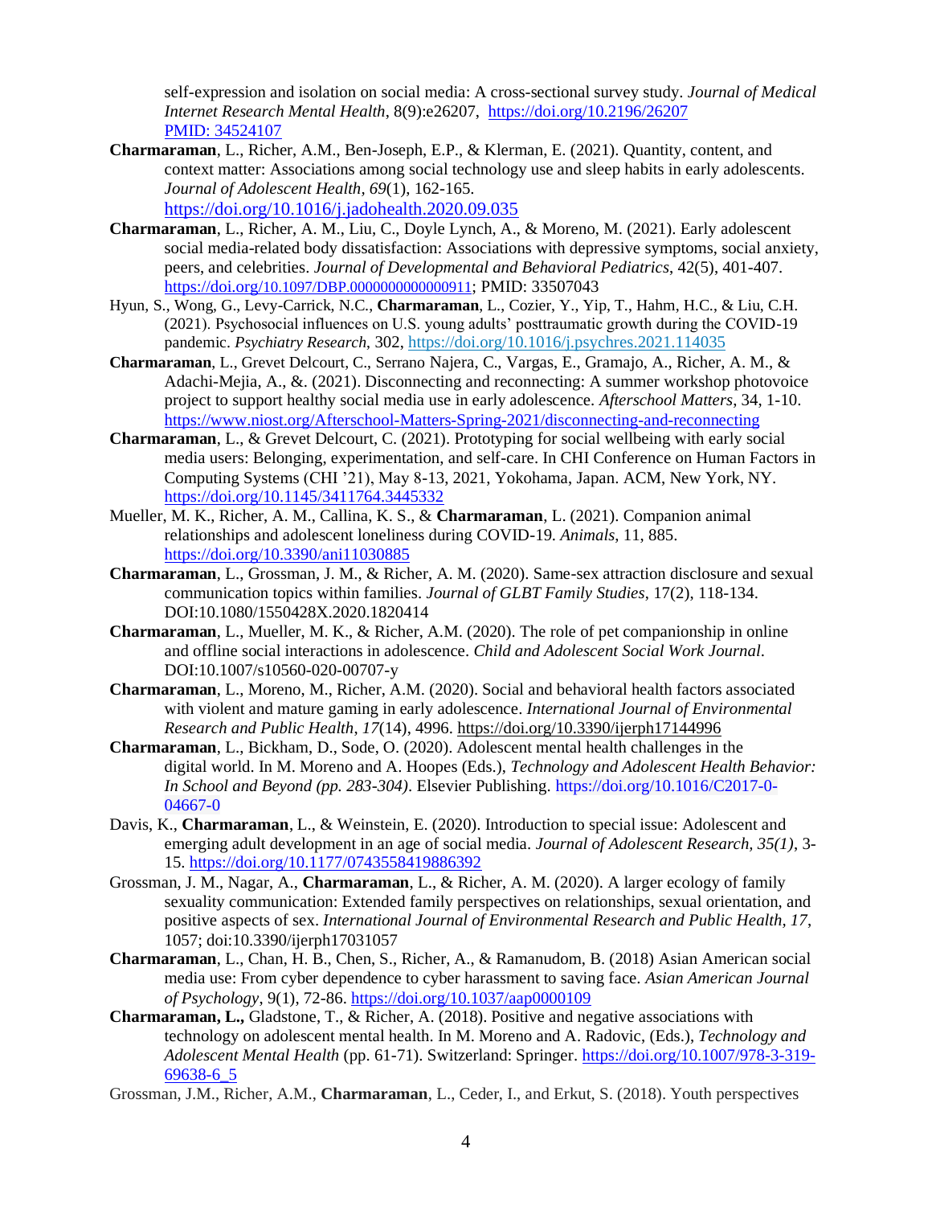self-expression and isolation on social media: A cross-sectional survey study. *Journal of Medical Internet Research Mental Health*, 8(9):e26207, https://doi.org/10.2196/26207 PMID: 34524107

**Charmaraman**, L., Richer, A.M., Ben-Joseph, E.P., & Klerman, E. (2021). Quantity, content, and context matter: Associations among social technology use and sleep habits in early adolescents. *Journal of Adolescent Health*, *69*(1), 162-165. https://doi.org/10.1016/j.jadohealth.2020.09.035

**Charmaraman**, L., Richer, A. M., Liu, C., Doyle Lynch, A., & Moreno, M. (2021). Early adolescent social media-related body dissatisfaction: Associations with depressive symptoms, social anxiety, peers, and celebrities. *Journal of Developmental and Behavioral Pediatrics*, 42(5), 401-407. https://doi.org/10.1097/DBP.0000000000000911; PMID: 33507043

Hyun, S., Wong, G., Levy-Carrick, N.C., **Charmaraman**, L., Cozier, Y., Yip, T., Hahm, H.C., & Liu, C.H. (2021). Psychosocial influences on U.S. young adults' posttraumatic growth during the COVID-19 pandemic. *Psychiatry Research*, 302, https://doi.org/10.1016/j.psychres.2021.114035

**Charmaraman**, L., Grevet Delcourt, C., Serrano Najera, C., Vargas, E., Gramajo, A., Richer, A. M., & Adachi-Mejia, A., &. (2021). Disconnecting and reconnecting: A summer workshop photovoice project to support healthy social media use in early adolescence. *Afterschool Matters*, 34, 1-10. https://www.niost.org/Afterschool-Matters-Spring-2021/disconnecting-and-reconnecting

**Charmaraman**, L., & Grevet Delcourt, C. (2021). Prototyping for social wellbeing with early social media users: Belonging, experimentation, and self-care. In CHI Conference on Human Factors in Computing Systems (CHI '21), May 8-13, 2021, Yokohama, Japan. ACM, New York, NY. https://doi.org/10.1145/3411764.3445332

Mueller, M. K., Richer, A. M., Callina, K. S., & **Charmaraman**, L. (2021). Companion animal relationships and adolescent loneliness during COVID-19. *Animals*, 11, 885. https://doi.org/10.3390/ani11030885

**Charmaraman**, L., Grossman, J. M., & Richer, A. M. (2020). Same-sex attraction disclosure and sexual communication topics within families. *Journal of GLBT Family Studies*, 17(2), 118-134. DOI:10.1080/1550428X.2020.1820414

**Charmaraman**, L., Mueller, M. K., & Richer, A.M. (2020). The role of pet companionship in online and offline social interactions in adolescence. *Child and Adolescent Social Work Journal*. DOI:10.1007/s10560-020-00707-y

**Charmaraman**, L., Moreno, M., Richer, A.M. (2020). Social and behavioral health factors associated with violent and mature gaming in early adolescence. *International Journal of Environmental Research and Public Health*, *17*(14), 4996. https://doi.org/10.3390/ijerph17144996

**Charmaraman**, L., Bickham, D., Sode, O. (2020). Adolescent mental health challenges in the digital world. In M. Moreno and A. Hoopes (Eds.), *Technology and Adolescent Health Behavior: In School and Beyond (pp. 283-304)*. Elsevier Publishing. https://doi.org/10.1016/C2017-0-04667-0

Davis, K., **Charmaraman**, L., & Weinstein, E. (2020). Introduction to special issue: Adolescent and emerging adult development in an age of social media. *Journal of Adolescent Research, 35(1)*, 3-15. https://doi.org/10.1177/0743558419886392

Grossman, J. M., Nagar, A., **Charmaraman**, L., & Richer, A. M. (2020). A larger ecology of family sexuality communication: Extended family perspectives on relationships, sexual orientation, and positive aspects of sex. *International Journal of Environmental Research and Public Health*, *17*, 1057; doi:10.3390/ijerph17031057

**Charmaraman**, L., Chan, H. B., Chen, S., Richer, A., & Ramanudom, B. (2018) Asian American social media use: From cyber dependence to cyber harassment to saving face. *Asian American Journal of Psychology*, 9(1), 72-86. https://doi.org/10.1037/aap0000109

**Charmaraman, L.,** Gladstone, T., & Richer, A. (2018). Positive and negative associations with technology on adolescent mental health. In M. Moreno and A. Radovic, (Eds.), *Technology and Adolescent Mental Health* (pp. 61-71). Switzerland: Springer. https://doi.org/10.1007/978-3-319-69638-6_5

Grossman, J.M., Richer, A.M., **Charmaraman**, L., Ceder, I., and Erkut, S. (2018). Youth perspectives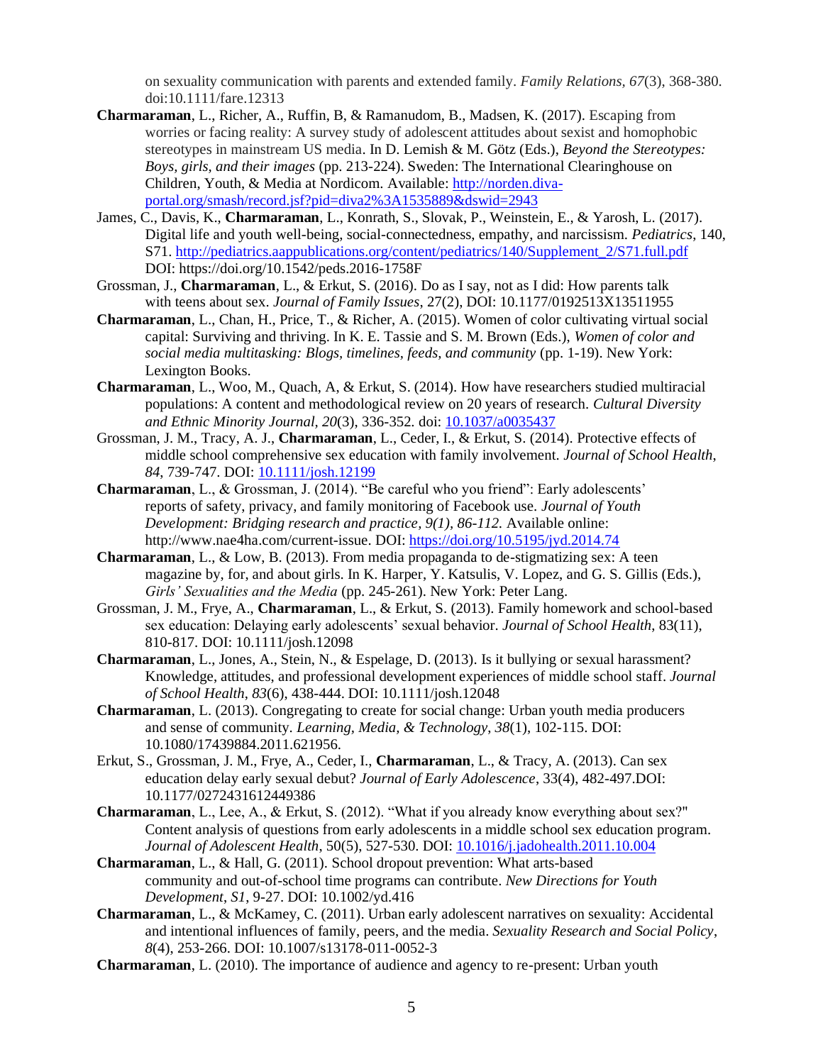on sexuality communication with parents and extended family. *Family Relations*, *67*(3), 368-380. doi:10.1111/fare.12313

**Charmaraman**, L., Richer, A., Ruffin, B, & Ramanudom, B., Madsen, K. (2017). Escaping from worries or facing reality: A survey study of adolescent attitudes about sexist and homophobic stereotypes in mainstream US media. In D. Lemish & M. Götz (Eds.), *Beyond the Stereotypes: Boys, girls, and their images* (pp. 213-224). Sweden: The International Clearinghouse on Children, Youth, & Media at Nordicom. Available: http://norden.diva-portal.org/smash/record.jsf?pid=diva2%3A1535889&dswid=2943

James, C., Davis, K., **Charmaraman**, L., Konrath, S., Slovak, P., Weinstein, E., & Yarosh, L. (2017). Digital life and youth well-being, social-connectedness, empathy, and narcissism. *Pediatrics*, 140, S71. http://pediatrics.aappublications.org/content/pediatrics/140/Supplement_2/S71.full.pdf DOI: https://doi.org/10.1542/peds.2016-1758F

Grossman, J., **Charmaraman**, L., & Erkut, S. (2016). Do as I say, not as I did: How parents talk with teens about sex. *Journal of Family Issues*, 27(2), DOI: 10.1177/0192513X13511955

**Charmaraman**, L., Chan, H., Price, T., & Richer, A. (2015). Women of color cultivating virtual social capital: Surviving and thriving. In K. E. Tassie and S. M. Brown (Eds.), *Women of color and social media multitasking: Blogs, timelines, feeds, and community* (pp. 1-19). New York: Lexington Books.

**Charmaraman**, L., Woo, M., Quach, A, & Erkut, S. (2014). How have researchers studied multiracial populations: A content and methodological review on 20 years of research. *Cultural Diversity and Ethnic Minority Journal*, *20*(3), 336-352. doi: 10.1037/a0035437

Grossman, J. M., Tracy, A. J., **Charmaraman**, L., Ceder, I., & Erkut, S. (2014). Protective effects of middle school comprehensive sex education with family involvement. *Journal of School Health*, *84*, 739-747. DOI: 10.1111/josh.12199

**Charmaraman**, L., & Grossman, J. (2014). "Be careful who you friend": Early adolescents' reports of safety, privacy, and family monitoring of Facebook use. *Journal of Youth Development: Bridging research and practice, 9(1), 86-112.* Available online: http://www.nae4ha.com/current-issue. DOI: https://doi.org/10.5195/jyd.2014.74

**Charmaraman**, L., & Low, B. (2013). From media propaganda to de-stigmatizing sex: A teen magazine by, for, and about girls. In K. Harper, Y. Katsulis, V. Lopez, and G. S. Gillis (Eds.), *Girls' Sexualities and the Media* (pp. 245-261). New York: Peter Lang.

Grossman, J. M., Frye, A., **Charmaraman**, L., & Erkut, S. (2013). Family homework and school-based sex education: Delaying early adolescents' sexual behavior. *Journal of School Health*, 83(11), 810-817. DOI: 10.1111/josh.12098

**Charmaraman**, L., Jones, A., Stein, N., & Espelage, D. (2013). Is it bullying or sexual harassment? Knowledge, attitudes, and professional development experiences of middle school staff. *Journal of School Health*, *83*(6), 438-444. DOI: 10.1111/josh.12048

**Charmaraman**, L. (2013). Congregating to create for social change: Urban youth media producers and sense of community. *Learning, Media, & Technology*, *38*(1), 102-115. DOI: 10.1080/17439884.2011.621956.

Erkut, S., Grossman, J. M., Frye, A., Ceder, I., **Charmaraman**, L., & Tracy, A. (2013). Can sex education delay early sexual debut? *Journal of Early Adolescence*, 33(4), 482-497.DOI: 10.1177/0272431612449386

**Charmaraman**, L., Lee, A., & Erkut, S. (2012). "What if you already know everything about sex?" Content analysis of questions from early adolescents in a middle school sex education program. *Journal of Adolescent Health*, 50(5), 527-530. DOI: 10.1016/j.jadohealth.2011.10.004

**Charmaraman**, L., & Hall, G. (2011). School dropout prevention: What arts-based community and out-of-school time programs can contribute. *New Directions for Youth Development*, *S1*, 9-27. DOI: 10.1002/yd.416

**Charmaraman**, L., & McKamey, C. (2011). Urban early adolescent narratives on sexuality: Accidental and intentional influences of family, peers, and the media. *Sexuality Research and Social Policy*, *8*(4), 253-266. DOI: 10.1007/s13178-011-0052-3

**Charmaraman**, L. (2010). The importance of audience and agency to re-present: Urban youth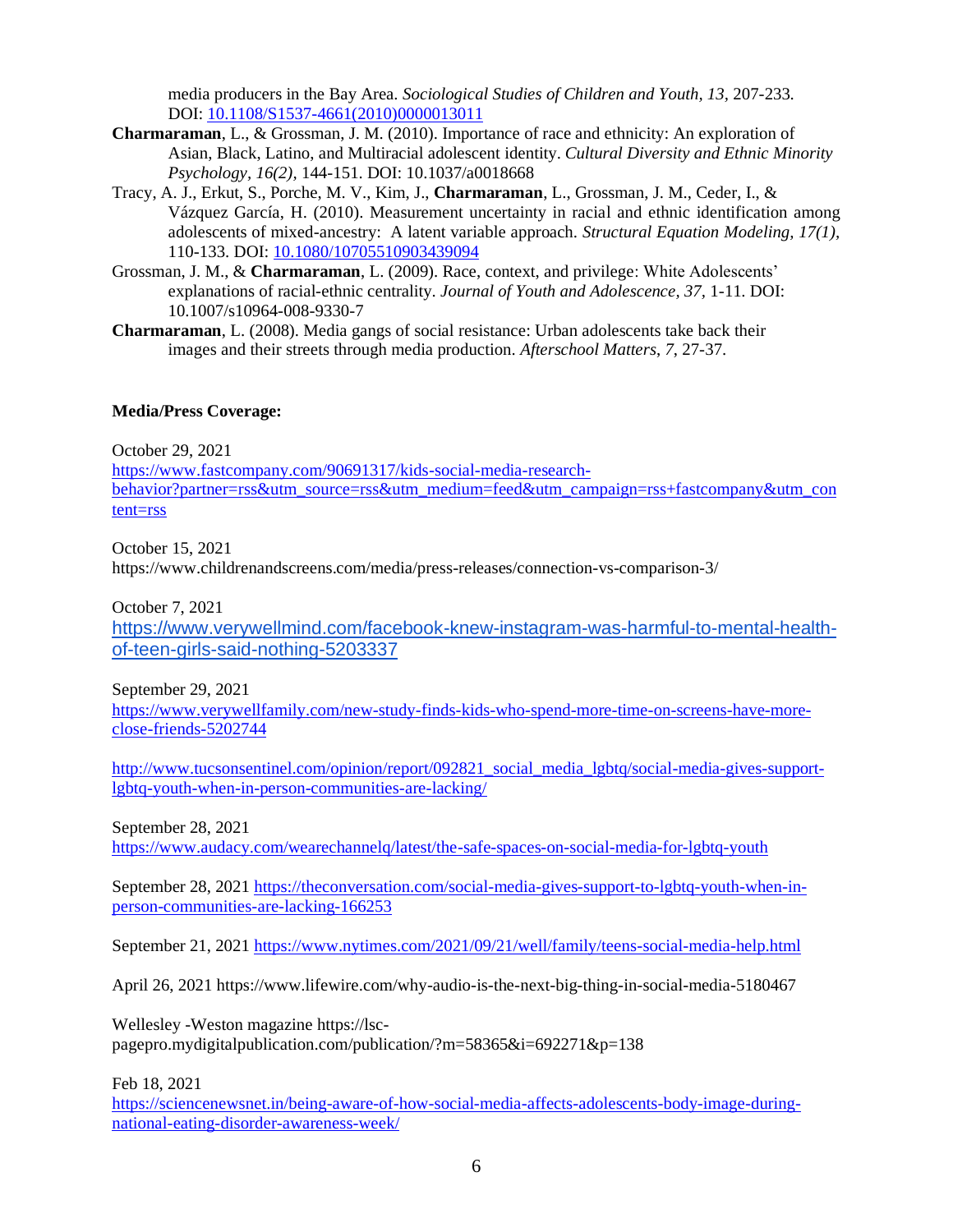media producers in the Bay Area. *Sociological Studies of Children and Youth, 13*, 207-233. DOI: [10.1108/S1537-4661(2010)0000013011](10.1108/S1537-4661(2010)0000013011)

**Charmaraman**, L., & Grossman, J. M. (2010). Importance of race and ethnicity: An exploration of Asian, Black, Latino, and Multiracial adolescent identity. *Cultural Diversity and Ethnic Minority Psychology, 16(2)*, 144-151. DOI: 10.1037/a0018668

Tracy, A. J., Erkut, S., Porche, M. V., Kim, J., **Charmaraman**, L., Grossman, J. M., Ceder, I., & Vázquez García, H. (2010). Measurement uncertainty in racial and ethnic identification among adolescents of mixed-ancestry: A latent variable approach. *Structural Equation Modeling, 17(1)*, 110-133. DOI: [10.1080/10705510903439094](10.1080/10705510903439094)

Grossman, J. M., & **Charmaraman**, L. (2009). Race, context, and privilege: White Adolescents' explanations of racial-ethnic centrality. *Journal of Youth and Adolescence, 37*, 1-11. DOI: 10.1007/s10964-008-9330-7

**Charmaraman**, L. (2008). Media gangs of social resistance: Urban adolescents take back their images and their streets through media production. *Afterschool Matters*, *7*, 27-37.

**Media/Press Coverage:**

October 29, 2021
https://www.fastcompany.com/90691317/kids-social-media-research-behavior?partner=rss&utm_source=rss&utm_medium=feed&utm_campaign=rss+fastcompany&utm_content=rss

October 15, 2021
https://www.childrenandscreens.com/media/press-releases/connection-vs-comparison-3/

October 7, 2021
https://www.verywellmind.com/facebook-knew-instagram-was-harmful-to-mental-health-of-teen-girls-said-nothing-5203337

September 29, 2021
https://www.verywellfamily.com/new-study-finds-kids-who-spend-more-time-on-screens-have-more-close-friends-5202744

http://www.tucsonsentinel.com/opinion/report/092821_social_media_lgbtq/social-media-gives-support-lgbtq-youth-when-in-person-communities-are-lacking/

September 28, 2021
https://www.audacy.com/wearechannelq/latest/the-safe-spaces-on-social-media-for-lgbtq-youth

September 28, 2021 https://theconversation.com/social-media-gives-support-to-lgbtq-youth-when-in-person-communities-are-lacking-166253

September 21, 2021 https://www.nytimes.com/2021/09/21/well/family/teens-social-media-help.html

April 26, 2021 https://www.lifewire.com/why-audio-is-the-next-big-thing-in-social-media-5180467

Wellesley -Weston magazine https://lsc-pagepro.mydigitalpublication.com/publication/?m=58365&i=692271&p=138

Feb 18, 2021
https://sciencenewsnet.in/being-aware-of-how-social-media-affects-adolescents-body-image-during-national-eating-disorder-awareness-week/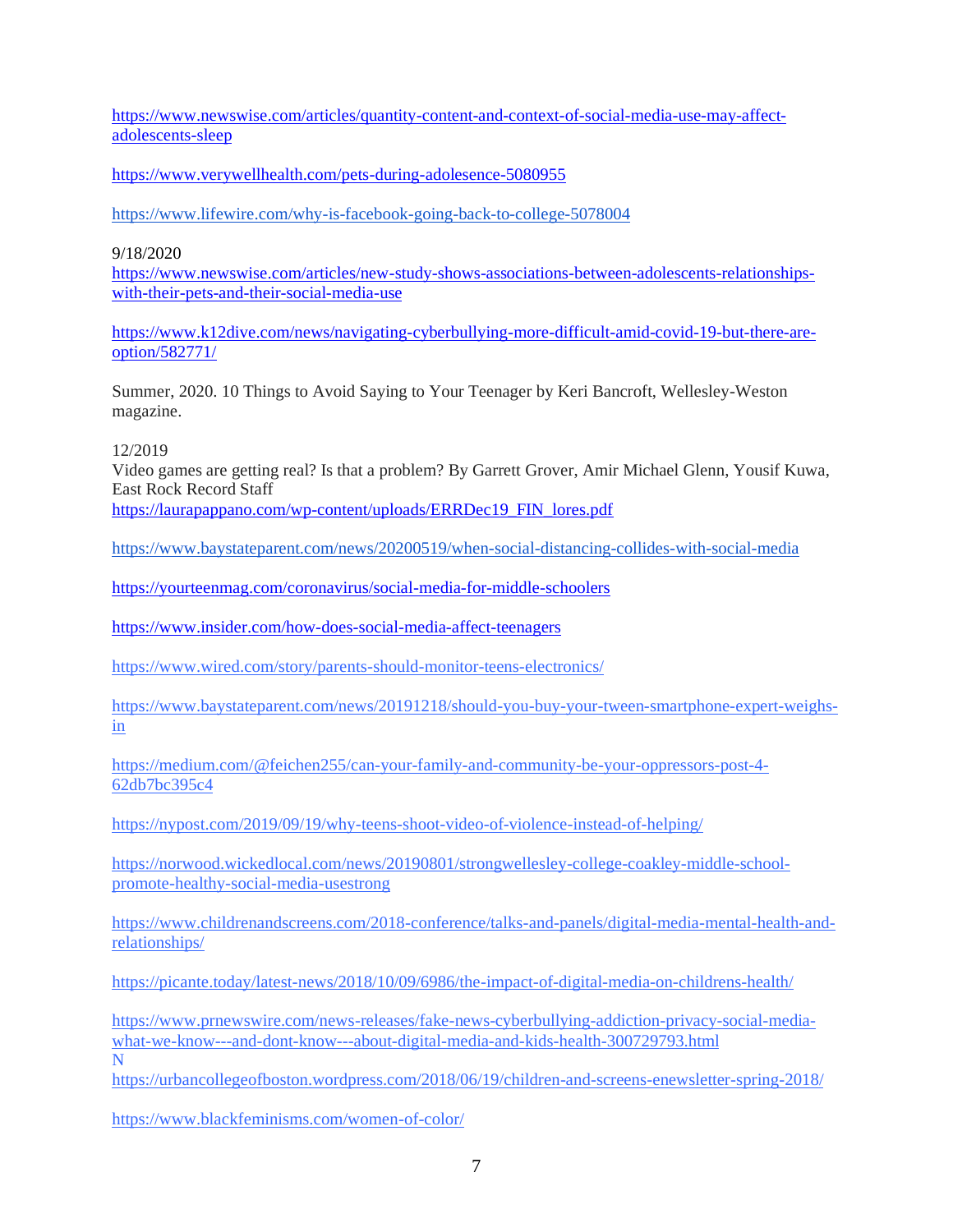https://www.newswise.com/articles/quantity-content-and-context-of-social-media-use-may-affect-adolescents-sleep

https://www.verywellhealth.com/pets-during-adolesence-5080955

https://www.lifewire.com/why-is-facebook-going-back-to-college-5078004

9/18/2020
https://www.newswise.com/articles/new-study-shows-associations-between-adolescents-relationships-with-their-pets-and-their-social-media-use

https://www.k12dive.com/news/navigating-cyberbullying-more-difficult-amid-covid-19-but-there-are-option/582771/

Summer, 2020. 10 Things to Avoid Saying to Your Teenager by Keri Bancroft, Wellesley-Weston magazine.

12/2019
Video games are getting real? Is that a problem? By Garrett Grover, Amir Michael Glenn, Yousif Kuwa, East Rock Record Staff
https://laurapappano.com/wp-content/uploads/ERRDec19_FIN_lores.pdf

https://www.baystateparent.com/news/20200519/when-social-distancing-collides-with-social-media

https://yourteenmag.com/coronavirus/social-media-for-middle-schoolers

https://www.insider.com/how-does-social-media-affect-teenagers

https://www.wired.com/story/parents-should-monitor-teens-electronics/

https://www.baystateparent.com/news/20191218/should-you-buy-your-tween-smartphone-expert-weighs-in

https://medium.com/@feichen255/can-your-family-and-community-be-your-oppressors-post-4-62db7bc395c4

https://nypost.com/2019/09/19/why-teens-shoot-video-of-violence-instead-of-helping/

https://norwood.wickedlocal.com/news/20190801/strongwellesley-college-coakley-middle-school-promote-healthy-social-media-usestrong

https://www.childrenandscreens.com/2018-conference/talks-and-panels/digital-media-mental-health-and-relationships/

https://picante.today/latest-news/2018/10/09/6986/the-impact-of-digital-media-on-childrens-health/

https://www.prnewswire.com/news-releases/fake-news-cyberbullying-addiction-privacy-social-media-what-we-know---and-dont-know---about-digital-media-and-kids-health-300729793.html
N
https://urbancollegeofboston.wordpress.com/2018/06/19/children-and-screens-enewsletter-spring-2018/

https://www.blackfeminisms.com/women-of-color/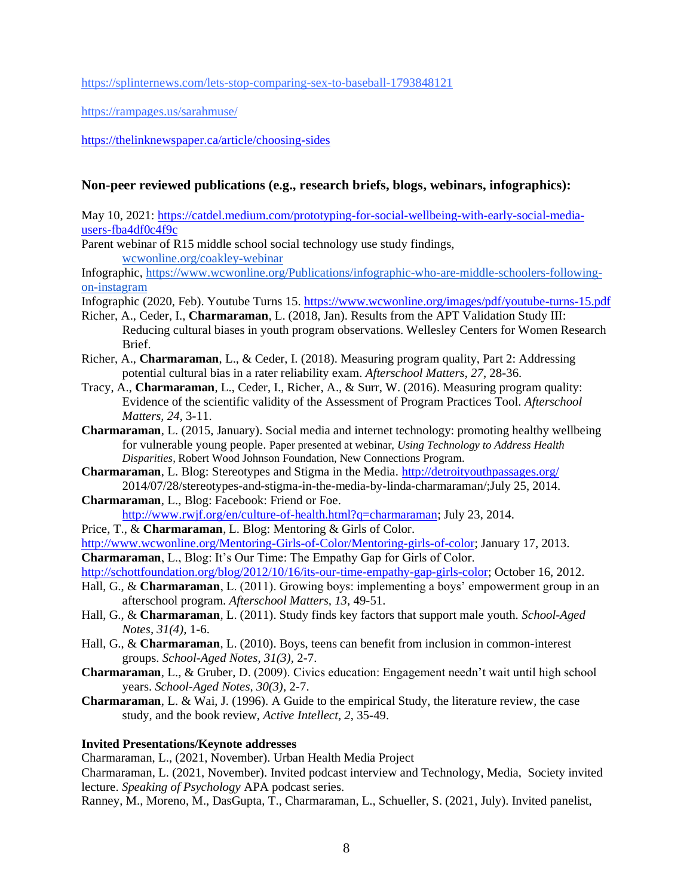https://splinternews.com/lets-stop-comparing-sex-to-baseball-1793848121

https://rampages.us/sarahmuse/

https://thelinknewspaper.ca/article/choosing-sides

### Non-peer reviewed publications (e.g., research briefs, blogs, webinars, infographics):

May 10, 2021: https://catdel.medium.com/prototyping-for-social-wellbeing-with-early-social-media-users-fba4df0c4f9c

Parent webinar of R15 middle school social technology use study findings, wcwonline.org/coakley-webinar

Infographic, https://www.wcwonline.org/Publications/infographic-who-are-middle-schoolers-following-on-instagram

Infographic (2020, Feb). Youtube Turns 15. https://www.wcwonline.org/images/pdf/youtube-turns-15.pdf

Richer, A., Ceder, I., **Charmaraman**, L. (2018, Jan). Results from the APT Validation Study III: Reducing cultural biases in youth program observations. Wellesley Centers for Women Research Brief.

Richer, A., **Charmaraman**, L., & Ceder, I. (2018). Measuring program quality, Part 2: Addressing potential cultural bias in a rater reliability exam. *Afterschool Matters*, *27*, 28-36.

Tracy, A., **Charmaraman**, L., Ceder, I., Richer, A., & Surr, W. (2016). Measuring program quality: Evidence of the scientific validity of the Assessment of Program Practices Tool. *Afterschool Matters*, *24*, 3-11.

**Charmaraman**, L. (2015, January). Social media and internet technology: promoting healthy wellbeing for vulnerable young people. Paper presented at webinar, *Using Technology to Address Health Disparities*, Robert Wood Johnson Foundation, New Connections Program.

**Charmaraman**, L. Blog: Stereotypes and Stigma in the Media. http://detroityouthpassages.org/2014/07/28/stereotypes-and-stigma-in-the-media-by-linda-charmaraman/;July 25, 2014.

**Charmaraman**, L., Blog: Facebook: Friend or Foe. http://www.rwjf.org/en/culture-of-health.html?q=charmaraman; July 23, 2014.

Price, T., & **Charmaraman**, L. Blog: Mentoring & Girls of Color. http://www.wcwonline.org/Mentoring-Girls-of-Color/Mentoring-girls-of-color; January 17, 2013.

**Charmaraman**, L., Blog: It's Our Time: The Empathy Gap for Girls of Color. http://schottfoundation.org/blog/2012/10/16/its-our-time-empathy-gap-girls-color; October 16, 2012.

Hall, G., & **Charmaraman**, L. (2011). Growing boys: implementing a boys' empowerment group in an afterschool program. *Afterschool Matters*, *13*, 49-51.

Hall, G., & **Charmaraman**, L. (2011). Study finds key factors that support male youth. *School-Aged Notes*, *31(4)*, 1-6.

Hall, G., & **Charmaraman**, L. (2010). Boys, teens can benefit from inclusion in common-interest groups. *School-Aged Notes*, *31(3)*, 2-7.

**Charmaraman**, L., & Gruber, D. (2009). Civics education: Engagement needn't wait until high school years. *School-Aged Notes*, *30(3)*, 2-7.

**Charmaraman**, L. & Wai, J. (1996). A Guide to the empirical Study, the literature review, the case study, and the book review, *Active Intellect*, *2*, 35-49.

#### Invited Presentations/Keynote addresses

Charmaraman, L., (2021, November). Urban Health Media Project

Charmaraman, L. (2021, November). Invited podcast interview and Technology, Media, Society invited lecture. *Speaking of Psychology* APA podcast series.

Ranney, M., Moreno, M., DasGupta, T., Charmaraman, L., Schueller, S. (2021, July). Invited panelist,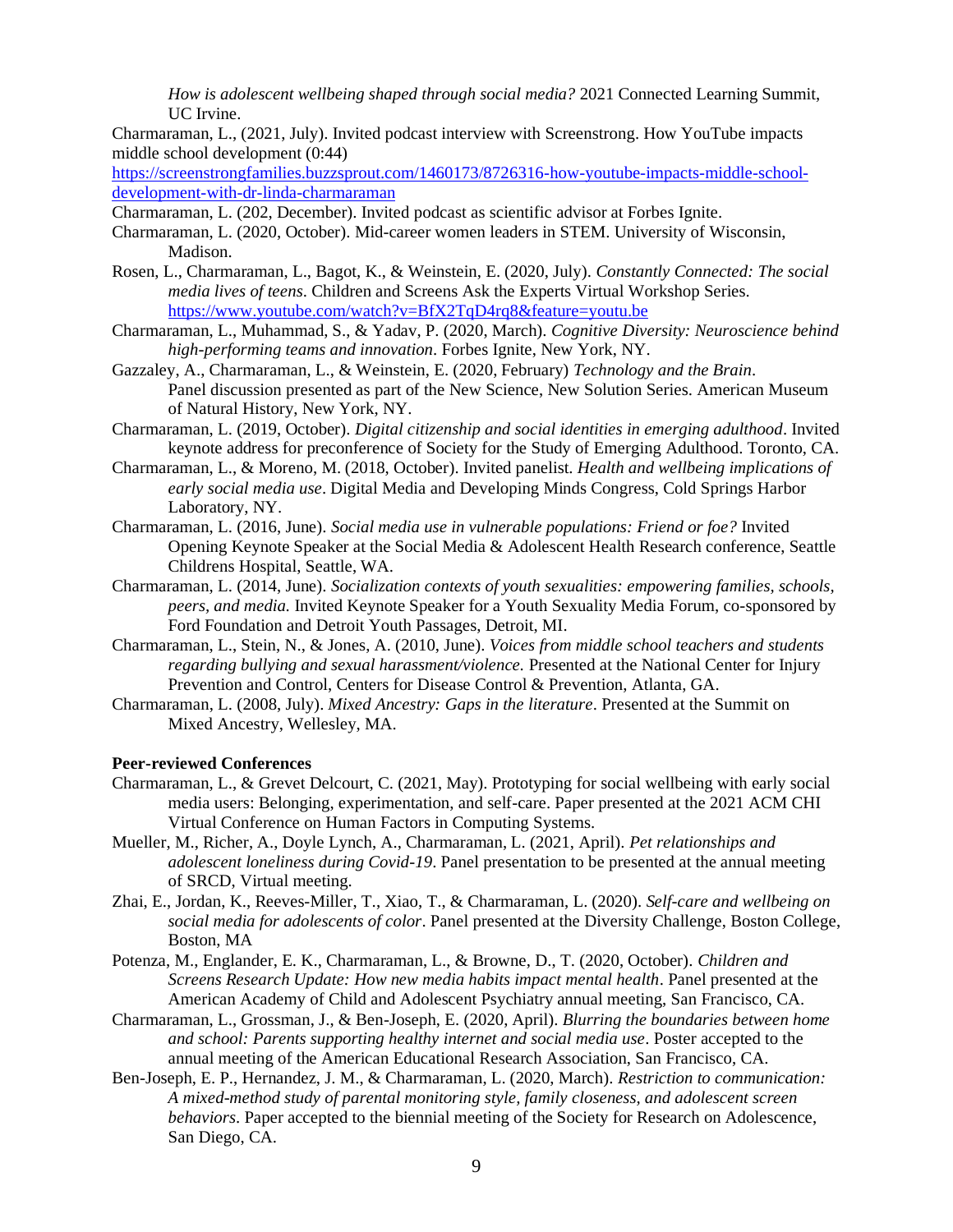*How is adolescent wellbeing shaped through social media?* 2021 Connected Learning Summit, UC Irvine.

Charmaraman, L., (2021, July). Invited podcast interview with Screenstrong. How YouTube impacts middle school development (0:44) https://screenstrongfamilies.buzzsprout.com/1460173/8726316-how-youtube-impacts-middle-school-development-with-dr-linda-charmaraman

Charmaraman, L. (202, December). Invited podcast as scientific advisor at Forbes Ignite.

Charmaraman, L. (2020, October). Mid-career women leaders in STEM. University of Wisconsin, Madison.

Rosen, L., Charmaraman, L., Bagot, K., & Weinstein, E. (2020, July). *Constantly Connected: The social media lives of teens*. Children and Screens Ask the Experts Virtual Workshop Series. https://www.youtube.com/watch?v=BfX2TqD4rq8&feature=youtu.be

Charmaraman, L., Muhammad, S., & Yadav, P. (2020, March). *Cognitive Diversity: Neuroscience behind high-performing teams and innovation*. Forbes Ignite, New York, NY.

Gazzaley, A., Charmaraman, L., & Weinstein, E. (2020, February) *Technology and the Brain*. Panel discussion presented as part of the New Science, New Solution Series. American Museum of Natural History, New York, NY.

Charmaraman, L. (2019, October). *Digital citizenship and social identities in emerging adulthood*. Invited keynote address for preconference of Society for the Study of Emerging Adulthood. Toronto, CA.

Charmaraman, L., & Moreno, M. (2018, October). Invited panelist. *Health and wellbeing implications of early social media use*. Digital Media and Developing Minds Congress, Cold Springs Harbor Laboratory, NY.

Charmaraman, L. (2016, June). *Social media use in vulnerable populations: Friend or foe?* Invited Opening Keynote Speaker at the Social Media & Adolescent Health Research conference, Seattle Childrens Hospital, Seattle, WA.

Charmaraman, L. (2014, June). *Socialization contexts of youth sexualities: empowering families, schools, peers, and media.* Invited Keynote Speaker for a Youth Sexuality Media Forum, co-sponsored by Ford Foundation and Detroit Youth Passages, Detroit, MI.

Charmaraman, L., Stein, N., & Jones, A. (2010, June). *Voices from middle school teachers and students regarding bullying and sexual harassment/violence.* Presented at the National Center for Injury Prevention and Control, Centers for Disease Control & Prevention, Atlanta, GA.

Charmaraman, L. (2008, July). *Mixed Ancestry: Gaps in the literature*. Presented at the Summit on Mixed Ancestry, Wellesley, MA.

**Peer-reviewed Conferences**

Charmaraman, L., & Grevet Delcourt, C. (2021, May). Prototyping for social wellbeing with early social media users: Belonging, experimentation, and self-care. Paper presented at the 2021 ACM CHI Virtual Conference on Human Factors in Computing Systems.

Mueller, M., Richer, A., Doyle Lynch, A., Charmaraman, L. (2021, April). *Pet relationships and adolescent loneliness during Covid-19*. Panel presentation to be presented at the annual meeting of SRCD, Virtual meeting.

Zhai, E., Jordan, K., Reeves-Miller, T., Xiao, T., & Charmaraman, L. (2020). *Self-care and wellbeing on social media for adolescents of color*. Panel presented at the Diversity Challenge, Boston College, Boston, MA

Potenza, M., Englander, E. K., Charmaraman, L., & Browne, D., T. (2020, October). *Children and Screens Research Update: How new media habits impact mental health*. Panel presented at the American Academy of Child and Adolescent Psychiatry annual meeting, San Francisco, CA.

Charmaraman, L., Grossman, J., & Ben-Joseph, E. (2020, April). *Blurring the boundaries between home and school: Parents supporting healthy internet and social media use*. Poster accepted to the annual meeting of the American Educational Research Association, San Francisco, CA.

Ben-Joseph, E. P., Hernandez, J. M., & Charmaraman, L. (2020, March). *Restriction to communication: A mixed-method study of parental monitoring style, family closeness, and adolescent screen behaviors*. Paper accepted to the biennial meeting of the Society for Research on Adolescence, San Diego, CA.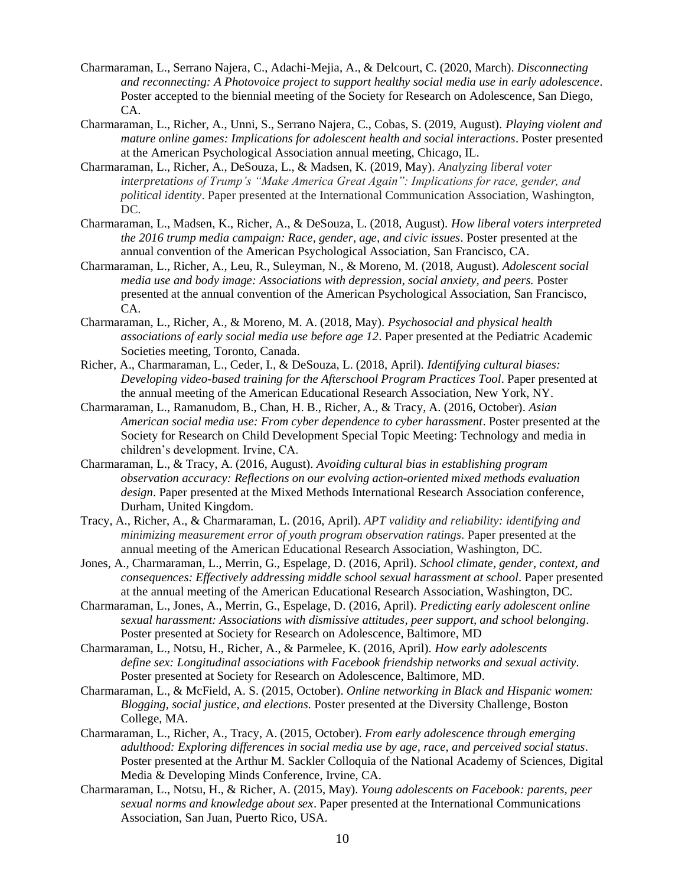Charmaraman, L., Serrano Najera, C., Adachi-Mejia, A., & Delcourt, C. (2020, March). *Disconnecting and reconnecting: A Photovoice project to support healthy social media use in early adolescence*. Poster accepted to the biennial meeting of the Society for Research on Adolescence, San Diego, CA.

Charmaraman, L., Richer, A., Unni, S., Serrano Najera, C., Cobas, S. (2019, August). *Playing violent and mature online games: Implications for adolescent health and social interactions*. Poster presented at the American Psychological Association annual meeting, Chicago, IL.

Charmaraman, L., Richer, A., DeSouza, L., & Madsen, K. (2019, May). *Analyzing liberal voter interpretations of Trump's "Make America Great Again": Implications for race, gender, and political identity*. Paper presented at the International Communication Association, Washington, DC.

Charmaraman, L., Madsen, K., Richer, A., & DeSouza, L. (2018, August). *How liberal voters interpreted the 2016 trump media campaign: Race, gender, age, and civic issues*. Poster presented at the annual convention of the American Psychological Association, San Francisco, CA.

Charmaraman, L., Richer, A., Leu, R., Suleyman, N., & Moreno, M. (2018, August). *Adolescent social media use and body image: Associations with depression, social anxiety, and peers.* Poster presented at the annual convention of the American Psychological Association, San Francisco, CA.

Charmaraman, L., Richer, A., & Moreno, M. A. (2018, May). *Psychosocial and physical health associations of early social media use before age 12*. Paper presented at the Pediatric Academic Societies meeting, Toronto, Canada.

Richer, A., Charmaraman, L., Ceder, I., & DeSouza, L. (2018, April). *Identifying cultural biases: Developing video-based training for the Afterschool Program Practices Tool*. Paper presented at the annual meeting of the American Educational Research Association, New York, NY.

Charmaraman, L., Ramanudom, B., Chan, H. B., Richer, A., & Tracy, A. (2016, October). *Asian American social media use: From cyber dependence to cyber harassment*. Poster presented at the Society for Research on Child Development Special Topic Meeting: Technology and media in children's development. Irvine, CA.

Charmaraman, L., & Tracy, A. (2016, August). *Avoiding cultural bias in establishing program observation accuracy: Reflections on our evolving action-oriented mixed methods evaluation design*. Paper presented at the Mixed Methods International Research Association conference, Durham, United Kingdom.

Tracy, A., Richer, A., & Charmaraman, L. (2016, April). *APT validity and reliability: identifying and minimizing measurement error of youth program observation ratings*. Paper presented at the annual meeting of the American Educational Research Association, Washington, DC.

Jones, A., Charmaraman, L., Merrin, G., Espelage, D. (2016, April). *School climate, gender, context, and consequences: Effectively addressing middle school sexual harassment at school*. Paper presented at the annual meeting of the American Educational Research Association, Washington, DC.

Charmaraman, L., Jones, A., Merrin, G., Espelage, D. (2016, April). *Predicting early adolescent online sexual harassment: Associations with dismissive attitudes, peer support, and school belonging*. Poster presented at Society for Research on Adolescence, Baltimore, MD

Charmaraman, L., Notsu, H., Richer, A., & Parmelee, K. (2016, April). *How early adolescents define sex: Longitudinal associations with Facebook friendship networks and sexual activity*. Poster presented at Society for Research on Adolescence, Baltimore, MD.

Charmaraman, L., & McField, A. S. (2015, October). *Online networking in Black and Hispanic women: Blogging, social justice, and elections.* Poster presented at the Diversity Challenge, Boston College, MA.

Charmaraman, L., Richer, A., Tracy, A. (2015, October). *From early adolescence through emerging adulthood: Exploring differences in social media use by age, race, and perceived social status*. Poster presented at the Arthur M. Sackler Colloquia of the National Academy of Sciences, Digital Media & Developing Minds Conference, Irvine, CA.

Charmaraman, L., Notsu, H., & Richer, A. (2015, May). *Young adolescents on Facebook: parents, peer sexual norms and knowledge about sex*. Paper presented at the International Communications Association, San Juan, Puerto Rico, USA.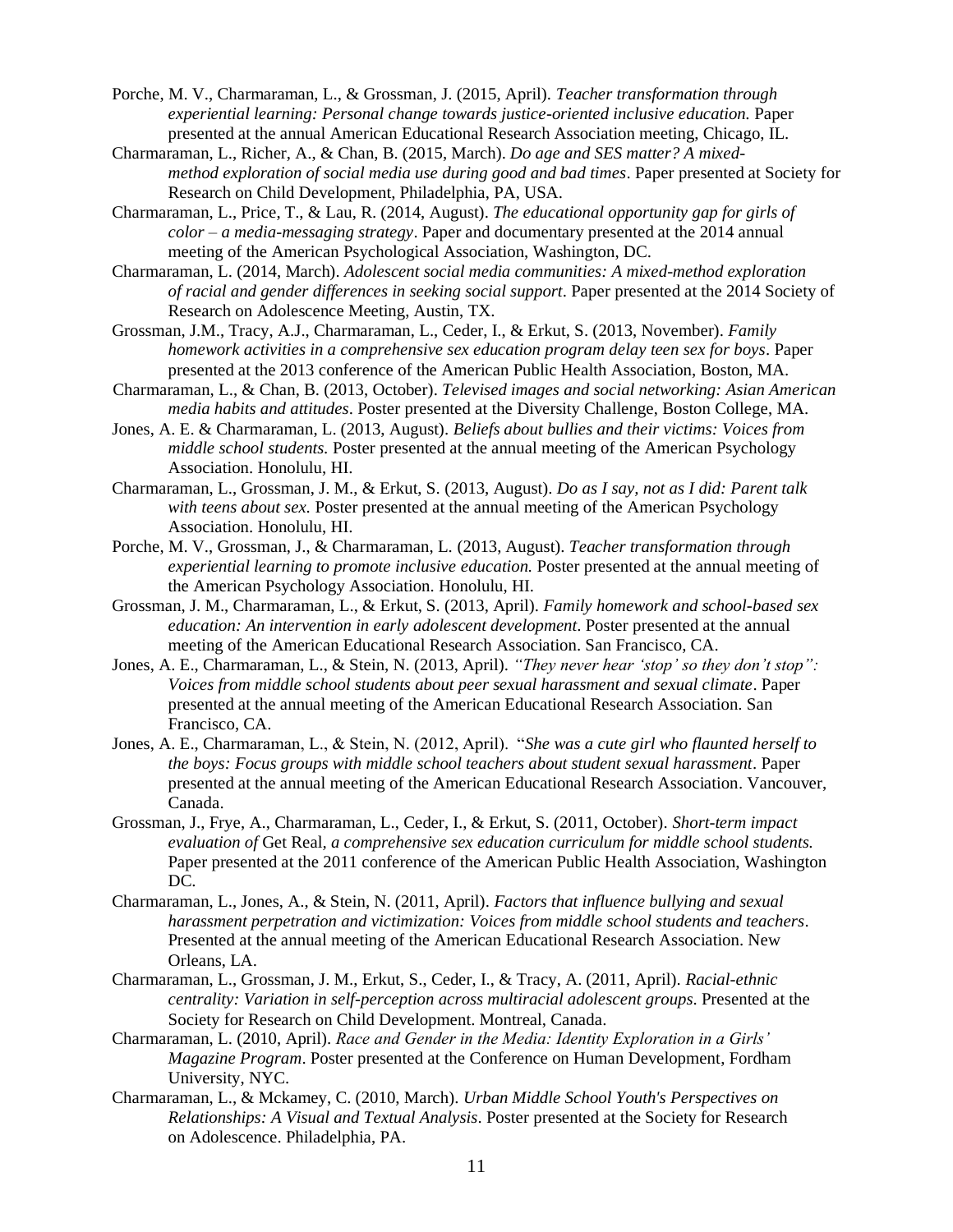Porche, M. V., Charmaraman, L., & Grossman, J. (2015, April). *Teacher transformation through experiential learning: Personal change towards justice-oriented inclusive education.* Paper presented at the annual American Educational Research Association meeting, Chicago, IL.

Charmaraman, L., Richer, A., & Chan, B. (2015, March). *Do age and SES matter? A mixed-method exploration of social media use during good and bad times*. Paper presented at Society for Research on Child Development, Philadelphia, PA, USA.

Charmaraman, L., Price, T., & Lau, R. (2014, August). *The educational opportunity gap for girls of color – a media-messaging strategy*. Paper and documentary presented at the 2014 annual meeting of the American Psychological Association, Washington, DC.

Charmaraman, L. (2014, March). *Adolescent social media communities: A mixed-method exploration of racial and gender differences in seeking social support*. Paper presented at the 2014 Society of Research on Adolescence Meeting, Austin, TX.

Grossman, J.M., Tracy, A.J., Charmaraman, L., Ceder, I., & Erkut, S. (2013, November). *Family homework activities in a comprehensive sex education program delay teen sex for boys*. Paper presented at the 2013 conference of the American Public Health Association, Boston, MA.

Charmaraman, L., & Chan, B. (2013, October). *Televised images and social networking: Asian American media habits and attitudes*. Poster presented at the Diversity Challenge, Boston College, MA.

Jones, A. E. & Charmaraman, L. (2013, August). *Beliefs about bullies and their victims: Voices from middle school students.* Poster presented at the annual meeting of the American Psychology Association. Honolulu, HI.

Charmaraman, L., Grossman, J. M., & Erkut, S. (2013, August). *Do as I say, not as I did: Parent talk with teens about sex.* Poster presented at the annual meeting of the American Psychology Association. Honolulu, HI.

Porche, M. V., Grossman, J., & Charmaraman, L. (2013, August). *Teacher transformation through experiential learning to promote inclusive education.* Poster presented at the annual meeting of the American Psychology Association. Honolulu, HI.

Grossman, J. M., Charmaraman, L., & Erkut, S. (2013, April). *Family homework and school-based sex education: An intervention in early adolescent development*. Poster presented at the annual meeting of the American Educational Research Association. San Francisco, CA.

Jones, A. E., Charmaraman, L., & Stein, N. (2013, April). *"They never hear 'stop' so they don't stop": Voices from middle school students about peer sexual harassment and sexual climate*. Paper presented at the annual meeting of the American Educational Research Association. San Francisco, CA.

Jones, A. E., Charmaraman, L., & Stein, N. (2012, April). "*She was a cute girl who flaunted herself to the boys: Focus groups with middle school teachers about student sexual harassment*. Paper presented at the annual meeting of the American Educational Research Association. Vancouver, Canada.

Grossman, J., Frye, A., Charmaraman, L., Ceder, I., & Erkut, S. (2011, October). *Short-term impact evaluation of* Get Real*, a comprehensive sex education curriculum for middle school students.* Paper presented at the 2011 conference of the American Public Health Association, Washington DC.

Charmaraman, L., Jones, A., & Stein, N. (2011, April). *Factors that influence bullying and sexual harassment perpetration and victimization: Voices from middle school students and teachers*. Presented at the annual meeting of the American Educational Research Association. New Orleans, LA.

Charmaraman, L., Grossman, J. M., Erkut, S., Ceder, I., & Tracy, A. (2011, April). *Racial-ethnic centrality: Variation in self-perception across multiracial adolescent groups*. Presented at the Society for Research on Child Development. Montreal, Canada.

Charmaraman, L. (2010, April). *Race and Gender in the Media: Identity Exploration in a Girls' Magazine Program*. Poster presented at the Conference on Human Development, Fordham University, NYC.

Charmaraman, L., & Mckamey, C. (2010, March). *Urban Middle School Youth's Perspectives on Relationships: A Visual and Textual Analysis*. Poster presented at the Society for Research on Adolescence. Philadelphia, PA.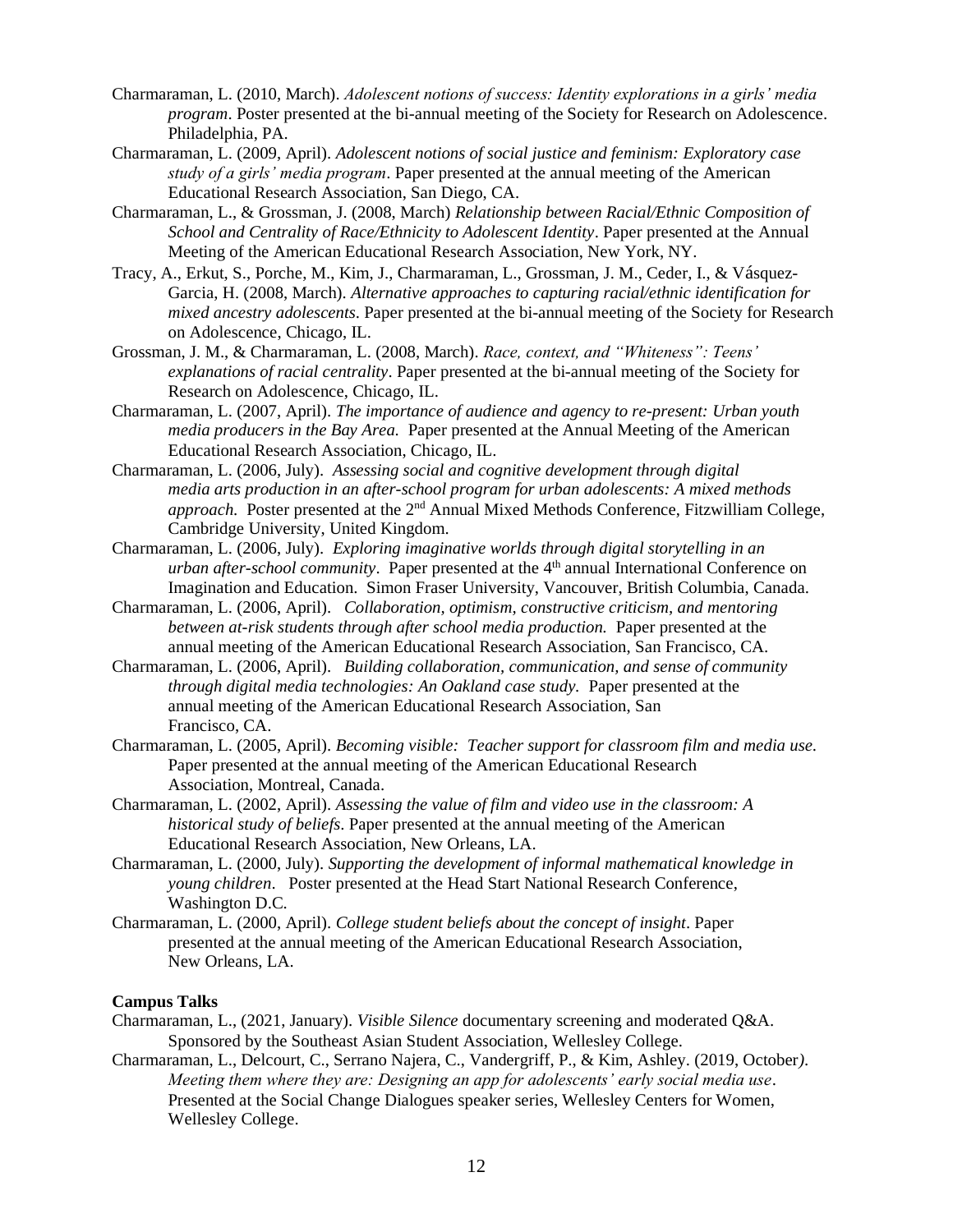Charmaraman, L. (2010, March). *Adolescent notions of success: Identity explorations in a girls' media program*. Poster presented at the bi-annual meeting of the Society for Research on Adolescence. Philadelphia, PA.

Charmaraman, L. (2009, April). *Adolescent notions of social justice and feminism: Exploratory case study of a girls' media program*. Paper presented at the annual meeting of the American Educational Research Association, San Diego, CA.

Charmaraman, L., & Grossman, J. (2008, March) *Relationship between Racial/Ethnic Composition of School and Centrality of Race/Ethnicity to Adolescent Identity*. Paper presented at the Annual Meeting of the American Educational Research Association, New York, NY.

Tracy, A., Erkut, S., Porche, M., Kim, J., Charmaraman, L., Grossman, J. M., Ceder, I., & Vásquez-Garcia, H. (2008, March). *Alternative approaches to capturing racial/ethnic identification for mixed ancestry adolescents.* Paper presented at the bi-annual meeting of the Society for Research on Adolescence, Chicago, IL.

Grossman, J. M., & Charmaraman, L. (2008, March). *Race, context, and "Whiteness": Teens' explanations of racial centrality*. Paper presented at the bi-annual meeting of the Society for Research on Adolescence, Chicago, IL.

Charmaraman, L. (2007, April). *The importance of audience and agency to re-present: Urban youth media producers in the Bay Area.* Paper presented at the Annual Meeting of the American Educational Research Association, Chicago, IL.

Charmaraman, L. (2006, July). *Assessing social and cognitive development through digital media arts production in an after-school program for urban adolescents: A mixed methods approach.* Poster presented at the 2nd Annual Mixed Methods Conference, Fitzwilliam College, Cambridge University, United Kingdom.

Charmaraman, L. (2006, July). *Exploring imaginative worlds through digital storytelling in an urban after-school community*. Paper presented at the 4th annual International Conference on Imagination and Education. Simon Fraser University, Vancouver, British Columbia, Canada.

Charmaraman, L. (2006, April). *Collaboration, optimism, constructive criticism, and mentoring between at-risk students through after school media production.* Paper presented at the annual meeting of the American Educational Research Association, San Francisco, CA.

Charmaraman, L. (2006, April). *Building collaboration, communication, and sense of community through digital media technologies: An Oakland case study.* Paper presented at the annual meeting of the American Educational Research Association, San Francisco, CA.

Charmaraman, L. (2005, April). *Becoming visible: Teacher support for classroom film and media use.* Paper presented at the annual meeting of the American Educational Research Association, Montreal, Canada.

Charmaraman, L. (2002, April). *Assessing the value of film and video use in the classroom: A historical study of beliefs*. Paper presented at the annual meeting of the American Educational Research Association, New Orleans, LA.

Charmaraman, L. (2000, July). *Supporting the development of informal mathematical knowledge in young children*. Poster presented at the Head Start National Research Conference, Washington D.C.

Charmaraman, L. (2000, April). *College student beliefs about the concept of insight*. Paper presented at the annual meeting of the American Educational Research Association, New Orleans, LA.

**Campus Talks**

Charmaraman, L., (2021, January). *Visible Silence* documentary screening and moderated Q&A. Sponsored by the Southeast Asian Student Association, Wellesley College.

Charmaraman, L., Delcourt, C., Serrano Najera, C., Vandergriff, P., & Kim, Ashley. (2019, October). *Meeting them where they are: Designing an app for adolescents' early social media use*. Presented at the Social Change Dialogues speaker series, Wellesley Centers for Women, Wellesley College.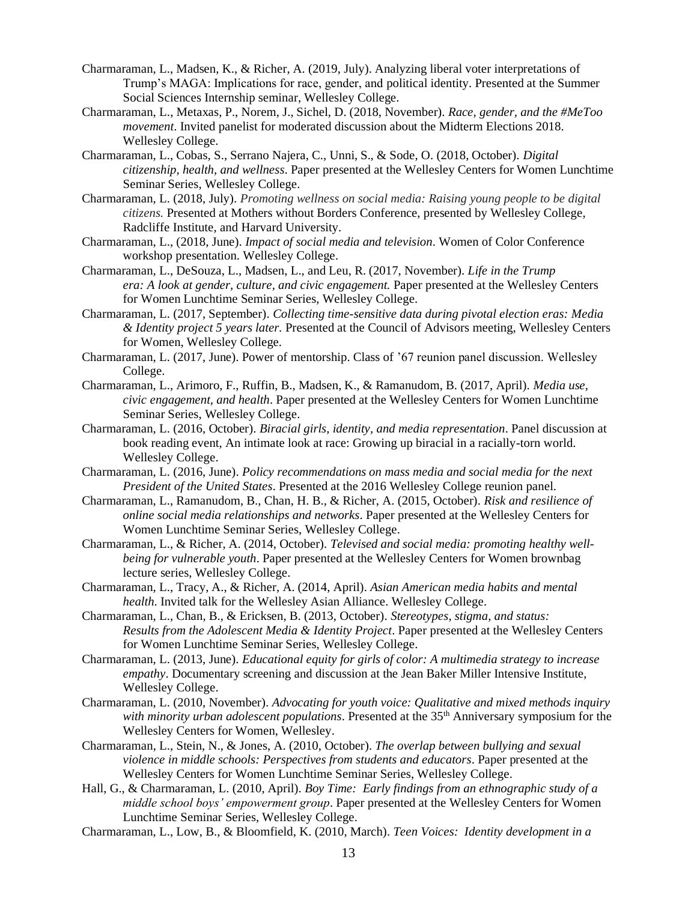Charmaraman, L., Madsen, K., & Richer, A. (2019, July). Analyzing liberal voter interpretations of Trump's MAGA: Implications for race, gender, and political identity. Presented at the Summer Social Sciences Internship seminar, Wellesley College.

Charmaraman, L., Metaxas, P., Norem, J., Sichel, D. (2018, November). *Race, gender, and the #MeToo movement*. Invited panelist for moderated discussion about the Midterm Elections 2018. Wellesley College.

Charmaraman, L., Cobas, S., Serrano Najera, C., Unni, S., & Sode, O. (2018, October). *Digital citizenship, health, and wellness.* Paper presented at the Wellesley Centers for Women Lunchtime Seminar Series, Wellesley College.

Charmaraman, L. (2018, July). *Promoting wellness on social media: Raising young people to be digital citizens.* Presented at Mothers without Borders Conference, presented by Wellesley College, Radcliffe Institute, and Harvard University.

Charmaraman, L., (2018, June). *Impact of social media and television*. Women of Color Conference workshop presentation. Wellesley College.

Charmaraman, L., DeSouza, L., Madsen, L., and Leu, R. (2017, November). *Life in the Trump era: A look at gender, culture, and civic engagement.* Paper presented at the Wellesley Centers for Women Lunchtime Seminar Series, Wellesley College.

Charmaraman, L. (2017, September). *Collecting time-sensitive data during pivotal election eras: Media & Identity project 5 years later.* Presented at the Council of Advisors meeting, Wellesley Centers for Women, Wellesley College.

Charmaraman, L. (2017, June). Power of mentorship. Class of '67 reunion panel discussion. Wellesley College.

Charmaraman, L., Arimoro, F., Ruffin, B., Madsen, K., & Ramanudom, B. (2017, April). *Media use, civic engagement, and health*. Paper presented at the Wellesley Centers for Women Lunchtime Seminar Series, Wellesley College.

Charmaraman, L. (2016, October). *Biracial girls, identity, and media representation*. Panel discussion at book reading event, An intimate look at race: Growing up biracial in a racially-torn world. Wellesley College.

Charmaraman, L. (2016, June). *Policy recommendations on mass media and social media for the next President of the United States*. Presented at the 2016 Wellesley College reunion panel.

Charmaraman, L., Ramanudom, B., Chan, H. B., & Richer, A. (2015, October). *Risk and resilience of online social media relationships and networks*. Paper presented at the Wellesley Centers for Women Lunchtime Seminar Series, Wellesley College.

Charmaraman, L., & Richer, A. (2014, October). *Televised and social media: promoting healthy well-being for vulnerable youth*. Paper presented at the Wellesley Centers for Women brownbag lecture series, Wellesley College.

Charmaraman, L., Tracy, A., & Richer, A. (2014, April). *Asian American media habits and mental health*. Invited talk for the Wellesley Asian Alliance. Wellesley College.

Charmaraman, L., Chan, B., & Ericksen, B. (2013, October). *Stereotypes, stigma, and status: Results from the Adolescent Media & Identity Project*. Paper presented at the Wellesley Centers for Women Lunchtime Seminar Series, Wellesley College.

Charmaraman, L. (2013, June). *Educational equity for girls of color: A multimedia strategy to increase empathy*. Documentary screening and discussion at the Jean Baker Miller Intensive Institute, Wellesley College.

Charmaraman, L. (2010, November). *Advocating for youth voice: Qualitative and mixed methods inquiry with minority urban adolescent populations*. Presented at the 35th Anniversary symposium for the Wellesley Centers for Women, Wellesley.

Charmaraman, L., Stein, N., & Jones, A. (2010, October). *The overlap between bullying and sexual violence in middle schools: Perspectives from students and educators*. Paper presented at the Wellesley Centers for Women Lunchtime Seminar Series, Wellesley College.

Hall, G., & Charmaraman, L. (2010, April). *Boy Time: Early findings from an ethnographic study of a middle school boys' empowerment group*. Paper presented at the Wellesley Centers for Women Lunchtime Seminar Series, Wellesley College.

Charmaraman, L., Low, B., & Bloomfield, K. (2010, March). *Teen Voices: Identity development in a*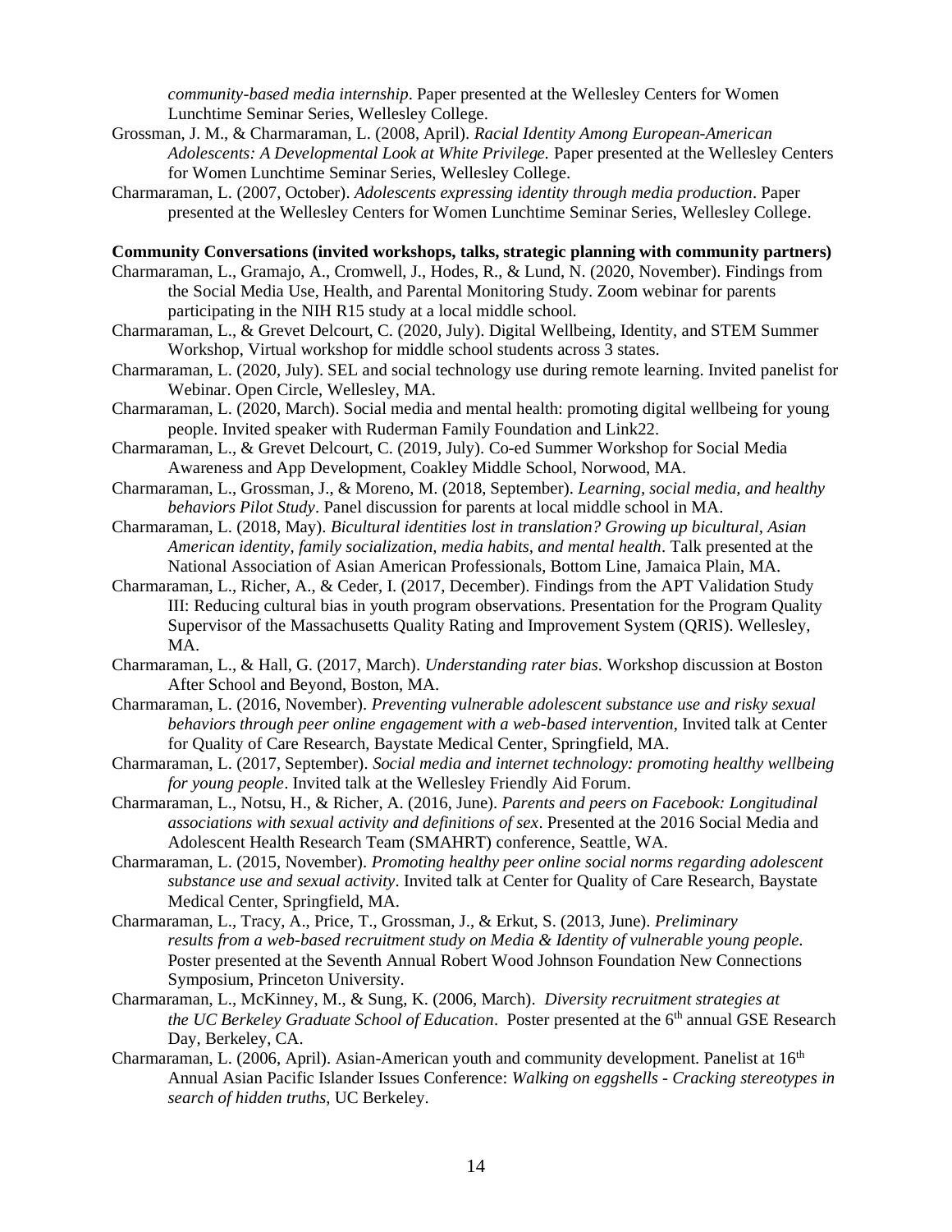*community-based media internship*. Paper presented at the Wellesley Centers for Women Lunchtime Seminar Series, Wellesley College.

Grossman, J. M., & Charmaraman, L. (2008, April). *Racial Identity Among European-American Adolescents: A Developmental Look at White Privilege.* Paper presented at the Wellesley Centers for Women Lunchtime Seminar Series, Wellesley College.

Charmaraman, L. (2007, October). *Adolescents expressing identity through media production*. Paper presented at the Wellesley Centers for Women Lunchtime Seminar Series, Wellesley College.

**Community Conversations (invited workshops, talks, strategic planning with community partners)**

Charmaraman, L., Gramajo, A., Cromwell, J., Hodes, R., & Lund, N. (2020, November). Findings from the Social Media Use, Health, and Parental Monitoring Study. Zoom webinar for parents participating in the NIH R15 study at a local middle school.

Charmaraman, L., & Grevet Delcourt, C. (2020, July). Digital Wellbeing, Identity, and STEM Summer Workshop, Virtual workshop for middle school students across 3 states.

Charmaraman, L. (2020, July). SEL and social technology use during remote learning. Invited panelist for Webinar. Open Circle, Wellesley, MA.

Charmaraman, L. (2020, March). Social media and mental health: promoting digital wellbeing for young people. Invited speaker with Ruderman Family Foundation and Link22.

Charmaraman, L., & Grevet Delcourt, C. (2019, July). Co-ed Summer Workshop for Social Media Awareness and App Development, Coakley Middle School, Norwood, MA.

Charmaraman, L., Grossman, J., & Moreno, M. (2018, September). *Learning, social media, and healthy behaviors Pilot Study*. Panel discussion for parents at local middle school in MA.

Charmaraman, L. (2018, May). *Bicultural identities lost in translation? Growing up bicultural, Asian American identity, family socialization, media habits, and mental health*. Talk presented at the National Association of Asian American Professionals, Bottom Line, Jamaica Plain, MA.

Charmaraman, L., Richer, A., & Ceder, I. (2017, December). Findings from the APT Validation Study III: Reducing cultural bias in youth program observations. Presentation for the Program Quality Supervisor of the Massachusetts Quality Rating and Improvement System (QRIS). Wellesley, MA.

Charmaraman, L., & Hall, G. (2017, March). *Understanding rater bias*. Workshop discussion at Boston After School and Beyond, Boston, MA.

Charmaraman, L. (2016, November). *Preventing vulnerable adolescent substance use and risky sexual behaviors through peer online engagement with a web-based intervention*, Invited talk at Center for Quality of Care Research, Baystate Medical Center, Springfield, MA.

Charmaraman, L. (2017, September). *Social media and internet technology: promoting healthy wellbeing for young people*. Invited talk at the Wellesley Friendly Aid Forum.

Charmaraman, L., Notsu, H., & Richer, A. (2016, June). *Parents and peers on Facebook: Longitudinal associations with sexual activity and definitions of sex*. Presented at the 2016 Social Media and Adolescent Health Research Team (SMAHRT) conference, Seattle, WA.

Charmaraman, L. (2015, November). *Promoting healthy peer online social norms regarding adolescent substance use and sexual activity*. Invited talk at Center for Quality of Care Research, Baystate Medical Center, Springfield, MA.

Charmaraman, L., Tracy, A., Price, T., Grossman, J., & Erkut, S. (2013, June). *Preliminary results from a web-based recruitment study on Media & Identity of vulnerable young people.* Poster presented at the Seventh Annual Robert Wood Johnson Foundation New Connections Symposium, Princeton University.

Charmaraman, L., McKinney, M., & Sung, K. (2006, March). *Diversity recruitment strategies at the UC Berkeley Graduate School of Education*. Poster presented at the 6th annual GSE Research Day, Berkeley, CA.

Charmaraman, L. (2006, April). Asian-American youth and community development. Panelist at 16th Annual Asian Pacific Islander Issues Conference: *Walking on eggshells - Cracking stereotypes in search of hidden truths*, UC Berkeley.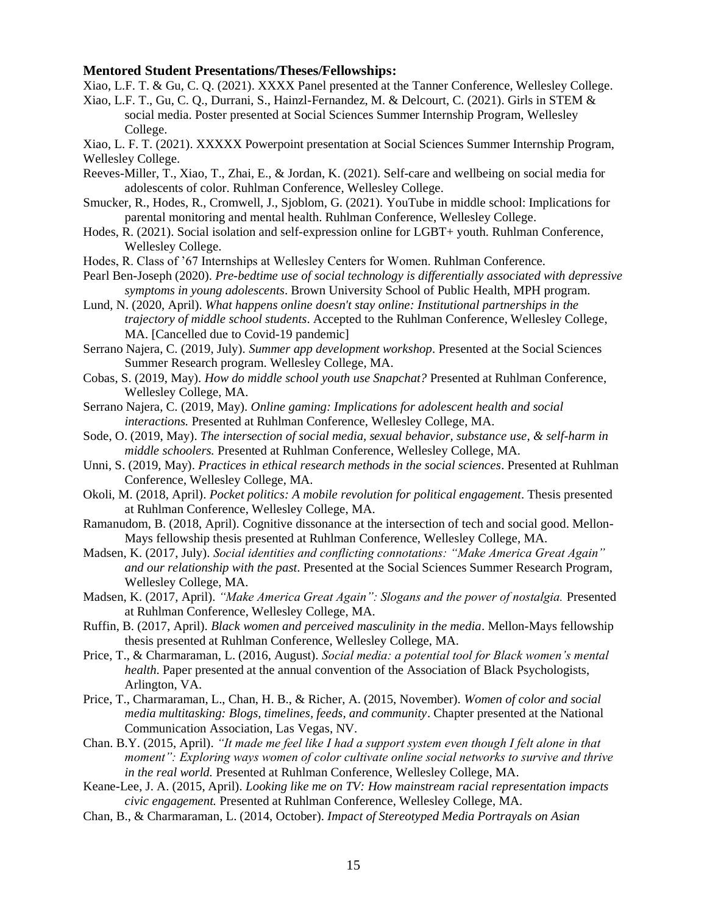**Mentored Student Presentations/Theses/Fellowships:**

Xiao, L.F. T. & Gu, C. Q. (2021). XXXX Panel presented at the Tanner Conference, Wellesley College.

Xiao, L.F. T., Gu, C. Q., Durrani, S., Hainzl-Fernandez, M. & Delcourt, C. (2021). Girls in STEM & social media. Poster presented at Social Sciences Summer Internship Program, Wellesley College.

Xiao, L. F. T. (2021). XXXXX Powerpoint presentation at Social Sciences Summer Internship Program, Wellesley College.

Reeves-Miller, T., Xiao, T., Zhai, E., & Jordan, K. (2021). Self-care and wellbeing on social media for adolescents of color. Ruhlman Conference, Wellesley College.

Smucker, R., Hodes, R., Cromwell, J., Sjoblom, G. (2021). YouTube in middle school: Implications for parental monitoring and mental health. Ruhlman Conference, Wellesley College.

Hodes, R. (2021). Social isolation and self-expression online for LGBT+ youth. Ruhlman Conference, Wellesley College.

Hodes, R. Class of '67 Internships at Wellesley Centers for Women. Ruhlman Conference.

Pearl Ben-Joseph (2020). *Pre-bedtime use of social technology is differentially associated with depressive symptoms in young adolescents*. Brown University School of Public Health, MPH program.

Lund, N. (2020, April). *What happens online doesn't stay online: Institutional partnerships in the trajectory of middle school students*. Accepted to the Ruhlman Conference, Wellesley College, MA. [Cancelled due to Covid-19 pandemic]

Serrano Najera, C. (2019, July). *Summer app development workshop*. Presented at the Social Sciences Summer Research program. Wellesley College, MA.

Cobas, S. (2019, May). *How do middle school youth use Snapchat?* Presented at Ruhlman Conference, Wellesley College, MA.

Serrano Najera, C. (2019, May). *Online gaming: Implications for adolescent health and social interactions.* Presented at Ruhlman Conference, Wellesley College, MA.

Sode, O. (2019, May). *The intersection of social media, sexual behavior, substance use, & self-harm in middle schoolers.* Presented at Ruhlman Conference, Wellesley College, MA.

Unni, S. (2019, May). *Practices in ethical research methods in the social sciences*. Presented at Ruhlman Conference, Wellesley College, MA.

Okoli, M. (2018, April). *Pocket politics: A mobile revolution for political engagement*. Thesis presented at Ruhlman Conference, Wellesley College, MA.

Ramanudom, B. (2018, April). Cognitive dissonance at the intersection of tech and social good. Mellon-Mays fellowship thesis presented at Ruhlman Conference, Wellesley College, MA.

Madsen, K. (2017, July). *Social identities and conflicting connotations: "Make America Great Again" and our relationship with the past*. Presented at the Social Sciences Summer Research Program, Wellesley College, MA.

Madsen, K. (2017, April). *"Make America Great Again": Slogans and the power of nostalgia.* Presented at Ruhlman Conference, Wellesley College, MA.

Ruffin, B. (2017, April). *Black women and perceived masculinity in the media*. Mellon-Mays fellowship thesis presented at Ruhlman Conference, Wellesley College, MA.

Price, T., & Charmaraman, L. (2016, August). *Social media: a potential tool for Black women's mental health*. Paper presented at the annual convention of the Association of Black Psychologists, Arlington, VA.

Price, T., Charmaraman, L., Chan, H. B., & Richer, A. (2015, November). *Women of color and social media multitasking: Blogs, timelines, feeds, and community*. Chapter presented at the National Communication Association, Las Vegas, NV.

Chan. B.Y. (2015, April). *"It made me feel like I had a support system even though I felt alone in that moment": Exploring ways women of color cultivate online social networks to survive and thrive in the real world.* Presented at Ruhlman Conference, Wellesley College, MA.

Keane-Lee, J. A. (2015, April). *Looking like me on TV: How mainstream racial representation impacts civic engagement.* Presented at Ruhlman Conference, Wellesley College, MA.

Chan, B., & Charmaraman, L. (2014, October). *Impact of Stereotyped Media Portrayals on Asian*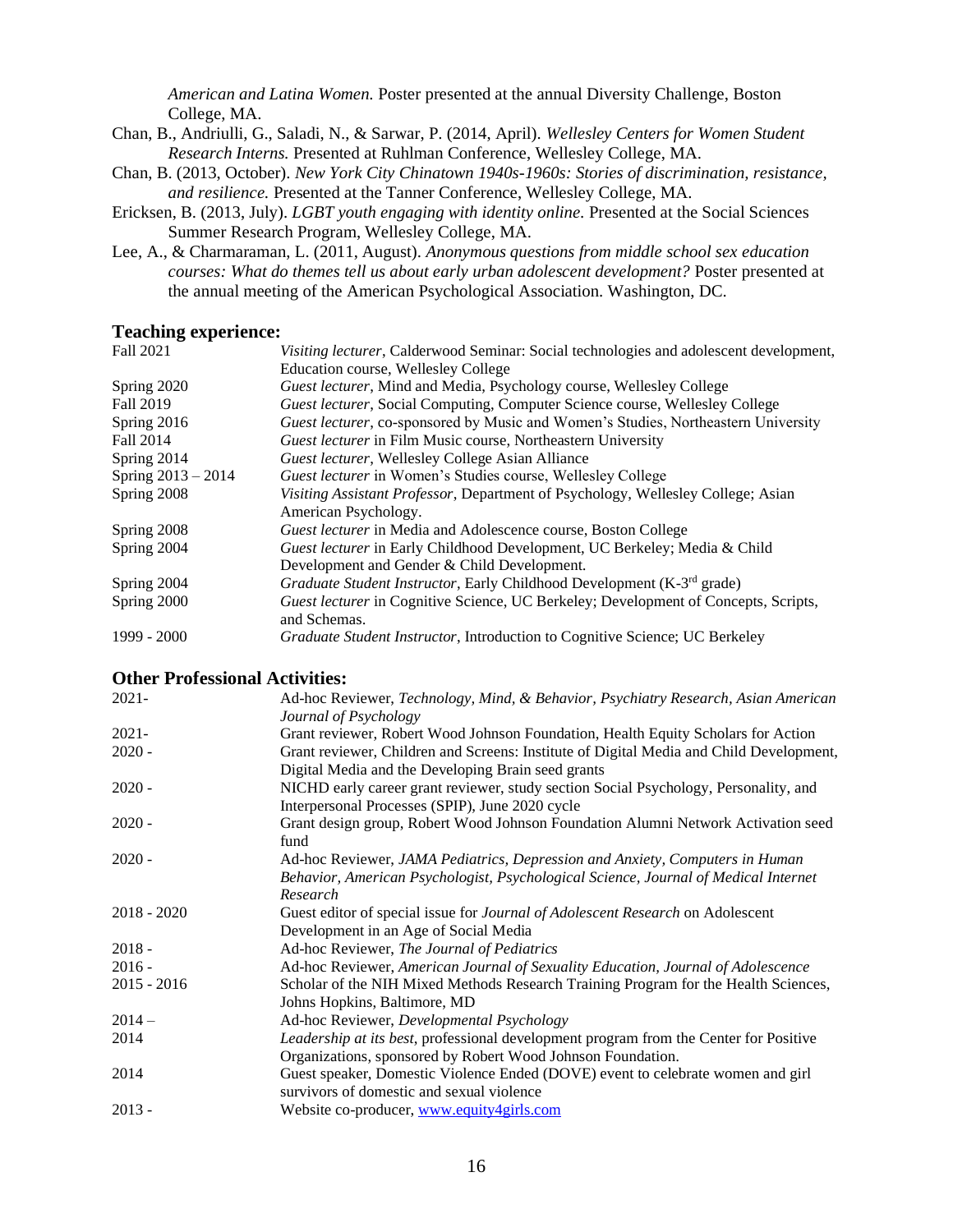*American and Latina Women.* Poster presented at the annual Diversity Challenge, Boston College, MA.

Chan, B., Andriulli, G., Saladi, N., & Sarwar, P. (2014, April). *Wellesley Centers for Women Student Research Interns.* Presented at Ruhlman Conference, Wellesley College, MA.

Chan, B. (2013, October). *New York City Chinatown 1940s-1960s: Stories of discrimination, resistance, and resilience.* Presented at the Tanner Conference, Wellesley College, MA.

Ericksen, B. (2013, July). *LGBT youth engaging with identity online.* Presented at the Social Sciences Summer Research Program, Wellesley College, MA.

Lee, A., & Charmaraman, L. (2011, August). *Anonymous questions from middle school sex education courses: What do themes tell us about early urban adolescent development?* Poster presented at the annual meeting of the American Psychological Association. Washington, DC.

## Teaching experience:

| | |
|---|---|
| Fall 2021 | *Visiting lecturer*, Calderwood Seminar: Social technologies and adolescent development, Education course, Wellesley College |
| Spring 2020 | *Guest lecturer*, Mind and Media, Psychology course, Wellesley College |
| Fall 2019 | *Guest lecturer*, Social Computing, Computer Science course, Wellesley College |
| Spring 2016 | *Guest lecturer*, co-sponsored by Music and Women's Studies, Northeastern University |
| Fall 2014 | *Guest lecturer* in Film Music course, Northeastern University |
| Spring 2014 | *Guest lecturer*, Wellesley College Asian Alliance |
| Spring 2013 – 2014 | *Guest lecturer* in Women's Studies course, Wellesley College |
| Spring 2008 | *Visiting Assistant Professor*, Department of Psychology, Wellesley College; Asian American Psychology. |
| Spring 2008 | *Guest lecturer* in Media and Adolescence course, Boston College |
| Spring 2004 | *Guest lecturer* in Early Childhood Development, UC Berkeley; Media & Child Development and Gender & Child Development. |
| Spring 2004 | *Graduate Student Instructor*, Early Childhood Development (K-3rd grade) |
| Spring 2000 | *Guest lecturer* in Cognitive Science, UC Berkeley; Development of Concepts, Scripts, and Schemas. |
| 1999 - 2000 | *Graduate Student Instructor*, Introduction to Cognitive Science; UC Berkeley |

## Other Professional Activities:

| | |
|---|---|
| 2021- | Ad-hoc Reviewer, *Technology, Mind, & Behavior, Psychiatry Research, Asian American Journal of Psychology* |
| 2021- | Grant reviewer, Robert Wood Johnson Foundation, Health Equity Scholars for Action |
| 2020 - | Grant reviewer, Children and Screens: Institute of Digital Media and Child Development, Digital Media and the Developing Brain seed grants |
| 2020 - | NICHD early career grant reviewer, study section Social Psychology, Personality, and Interpersonal Processes (SPIP), June 2020 cycle |
| 2020 - | Grant design group, Robert Wood Johnson Foundation Alumni Network Activation seed fund |
| 2020 - | Ad-hoc Reviewer, *JAMA Pediatrics, Depression and Anxiety, Computers in Human Behavior, American Psychologist, Psychological Science, Journal of Medical Internet Research* |
| 2018 - 2020 | Guest editor of special issue for *Journal of Adolescent Research* on Adolescent Development in an Age of Social Media |
| 2018 - | Ad-hoc Reviewer, *The Journal of Pediatrics* |
| 2016 - | Ad-hoc Reviewer, *American Journal of Sexuality Education, Journal of Adolescence* |
| 2015 - 2016 | Scholar of the NIH Mixed Methods Research Training Program for the Health Sciences, Johns Hopkins, Baltimore, MD |
| 2014 – | Ad-hoc Reviewer, *Developmental Psychology* |
| 2014 | *Leadership at its best*, professional development program from the Center for Positive Organizations, sponsored by Robert Wood Johnson Foundation. |
| 2014 | Guest speaker, Domestic Violence Ended (DOVE) event to celebrate women and girl survivors of domestic and sexual violence |
| 2013 - | Website co-producer, [www.equity4girls.com](www.equity4girls.com) |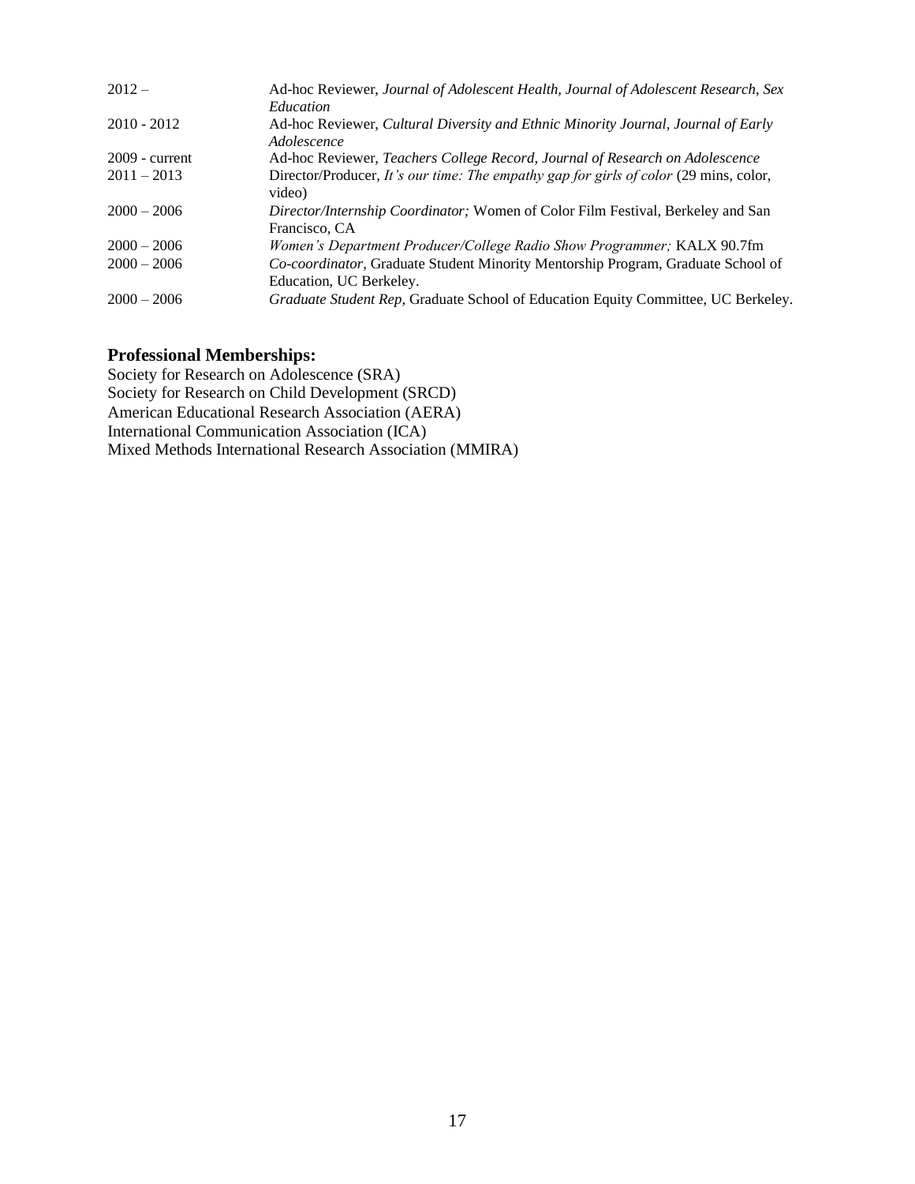| | |
|---|---|
| 2012 – | Ad-hoc Reviewer, *Journal of Adolescent Health, Journal of Adolescent Research, Sex Education* |
| 2010 - 2012 | Ad-hoc Reviewer, *Cultural Diversity and Ethnic Minority Journal, Journal of Early Adolescence* |
| 2009 - current | Ad-hoc Reviewer, *Teachers College Record, Journal of Research on Adolescence* |
| 2011 – 2013 | Director/Producer, *It's our time: The empathy gap for girls of color* (29 mins, color, video) |
| 2000 – 2006 | *Director/Internship Coordinator;* Women of Color Film Festival, Berkeley and San Francisco, CA |
| 2000 – 2006 | *Women's Department Producer/College Radio Show Programmer;* KALX 90.7fm |
| 2000 – 2006 | *Co-coordinator*, Graduate Student Minority Mentorship Program, Graduate School of Education, UC Berkeley. |
| 2000 – 2006 | *Graduate Student Rep*, Graduate School of Education Equity Committee, UC Berkeley. |

## Professional Memberships:

Society for Research on Adolescence (SRA)
Society for Research on Child Development (SRCD)
American Educational Research Association (AERA)
International Communication Association (ICA)
Mixed Methods International Research Association (MMIRA)